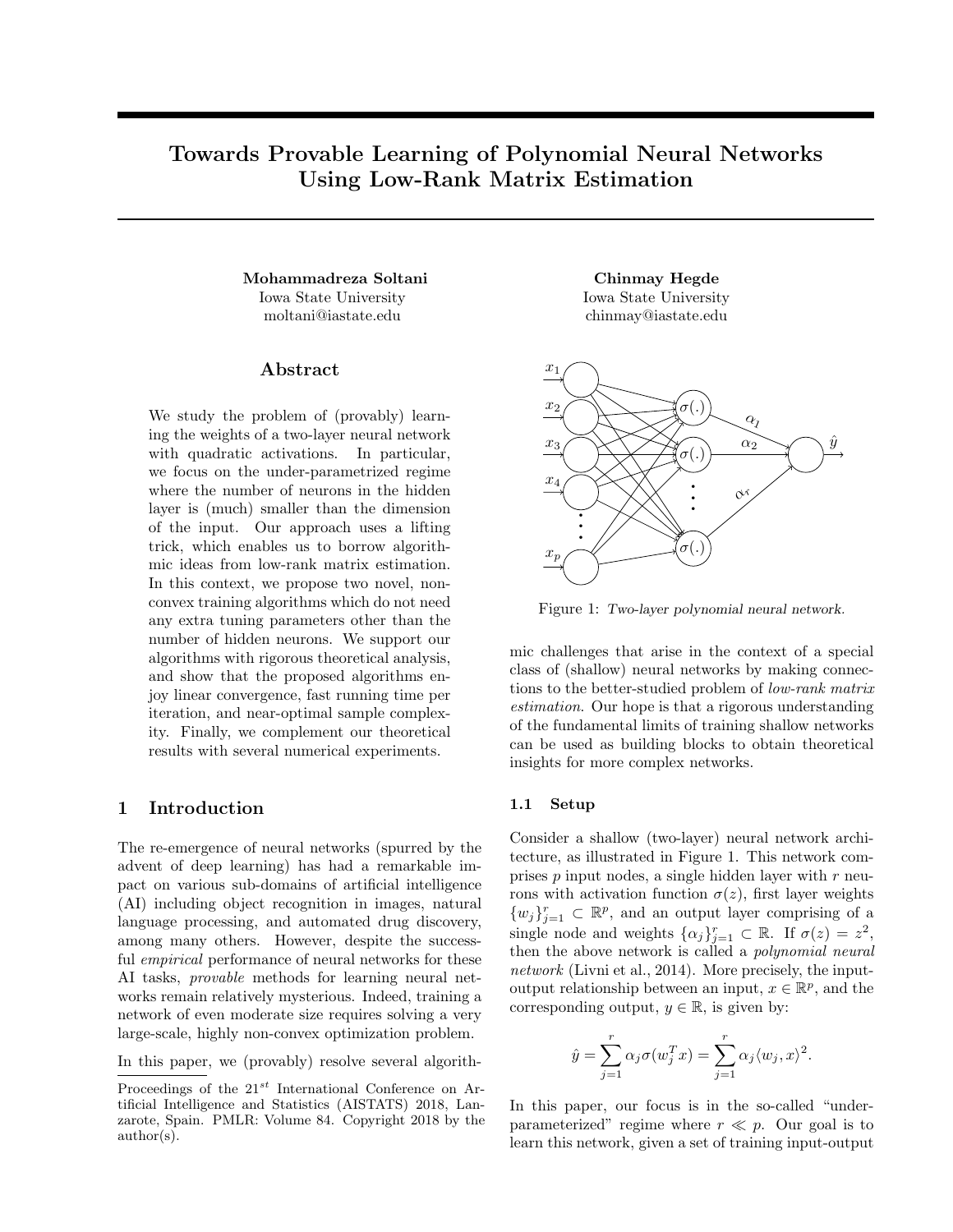# Towards Provable Learning of Polynomial Neural Networks Using Low-Rank Matrix Estimation

**Mohammadreza Soltani**
Iowa State University
moltani@iastate.edu

**Chinmay Hegde**
Iowa State University
chinmay@iastate.edu

## Abstract

We study the problem of (provably) learning the weights of a two-layer neural network with quadratic activations. In particular, we focus on the under-parametrized regime where the number of neurons in the hidden layer is (much) smaller than the dimension of the input. Our approach uses a lifting trick, which enables us to borrow algorithmic ideas from low-rank matrix estimation. In this context, we propose two novel, nonconvex training algorithms which do not need any extra tuning parameters other than the number of hidden neurons. We support our algorithms with rigorous theoretical analysis, and show that the proposed algorithms enjoy linear convergence, fast running time per iteration, and near-optimal sample complexity. Finally, we complement our theoretical results with several numerical experiments.

## 1 Introduction

The re-emergence of neural networks (spurred by the advent of deep learning) has had a remarkable impact on various sub-domains of artificial intelligence (AI) including object recognition in images, natural language processing, and automated drug discovery, among many others. However, despite the successful *empirical* performance of neural networks for these AI tasks, *provable* methods for learning neural networks remain relatively mysterious. Indeed, training a network of even moderate size requires solving a very large-scale, highly non-convex optimization problem.

In this paper, we (provably) resolve several algorithmic challenges that arise in the context of a special class of (shallow) neural networks by making connections to the better-studied problem of *low-rank matrix estimation*. Our hope is that a rigorous understanding of the fundamental limits of training shallow networks can be used as building blocks to obtain theoretical insights for more complex networks.

Proceedings of the $21^{st}$ International Conference on Artificial Intelligence and Statistics (AISTATS) 2018, Lanzarote, Spain. PMLR: Volume 84. Copyright 2018 by the author(s).

Figure 1: *Two-layer polynomial neural network.*

### 1.1 Setup

Consider a shallow (two-layer) neural network architecture, as illustrated in Figure 1. This network comprises $p$ input nodes, a single hidden layer with $r$ neurons with activation function $\sigma(z)$, first layer weights $\{w_j\}_{j=1}^r \subset \mathbb{R}^p$, and an output layer comprising of a single node and weights $\{\alpha_j\}_{j=1}^r \subset \mathbb{R}$. If $\sigma(z) = z^2$, then the above network is called a *polynomial neural network* (Livni et al., 2014). More precisely, the input-output relationship between an input, $x \in \mathbb{R}^p$, and the corresponding output, $y \in \mathbb{R}$, is given by:

$$\hat{y} = \sum_{j=1}^{r} \alpha_j \sigma(w_j^T x) = \sum_{j=1}^{r} \alpha_j \langle w_j, x \rangle^2.$$

In this paper, our focus is in the so-called "under-parameterized" regime where $r \ll p$. Our goal is to learn this network, given a set of training input-output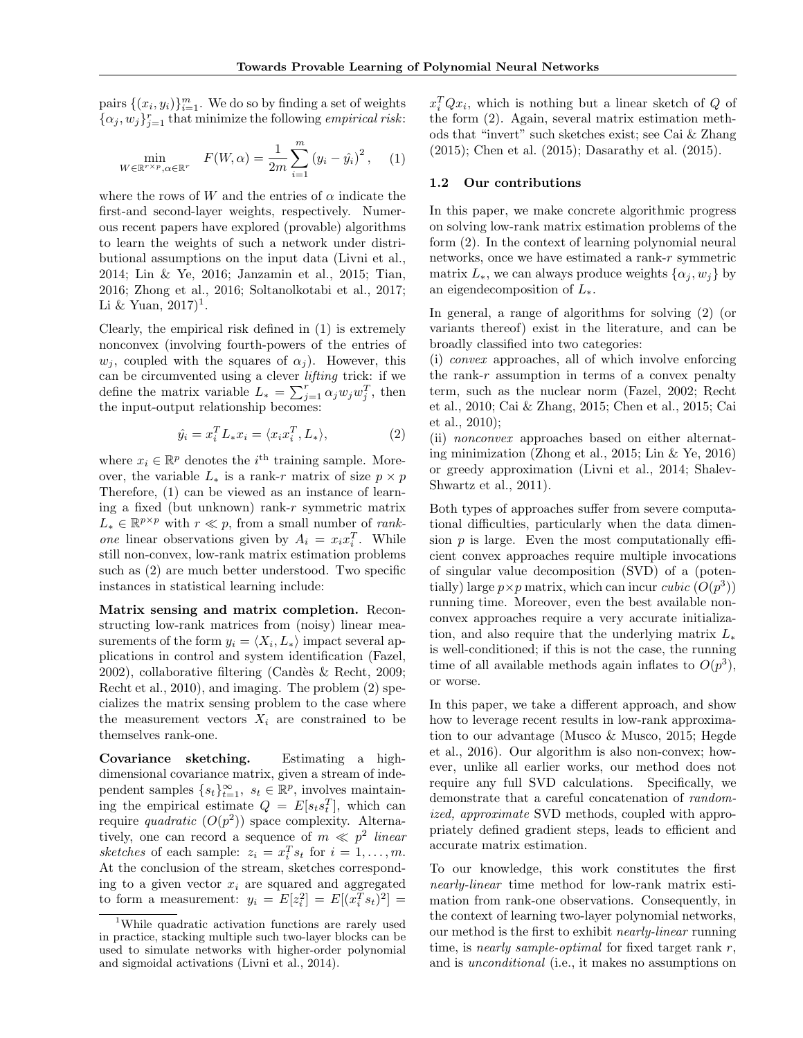pairs $\{(x_i, y_i)\}_{i=1}^m$. We do so by finding a set of weights $\{\alpha_j, w_j\}_{j=1}^r$ that minimize the following *empirical risk*:

$$\min_{W \in \mathbb{R}^{r\times p}, \alpha \in \mathbb{R}^r} \quad F(W, \alpha) = \frac{1}{2m} \sum_{i=1}^{m} \left(y_i - \hat{y}_i\right)^2, \qquad (1)$$

where the rows of $W$ and the entries of $\alpha$ indicate the first-and second-layer weights, respectively. Numerous recent papers have explored (provable) algorithms to learn the weights of such a network under distributional assumptions on the input data (Livni et al., 2014; Lin & Ye, 2016; Janzamin et al., 2015; Tian, 2016; Zhong et al., 2016; Soltanolkotabi et al., 2017; Li & Yuan, 2017)[1].

Clearly, the empirical risk defined in (1) is extremely nonconvex (involving fourth-powers of the entries of $w_j$, coupled with the squares of $\alpha_j$). However, this can be circumvented using a clever *lifting* trick: if we define the matrix variable $L_* = \sum_{j=1}^r \alpha_j w_j w_j^T$, then the input-output relationship becomes:

$$\hat{y}_i = x_i^T L_* x_i = \langle x_i x_i^T, L_* \rangle, \qquad (2)$$

where $x_i \in \mathbb{R}^p$ denotes the $i^{\text{th}}$ training sample. Moreover, the variable $L_*$ is a rank-$r$ matrix of size $p \times p$ Therefore, (1) can be viewed as an instance of learning a fixed (but unknown) rank-$r$ symmetric matrix $L_* \in \mathbb{R}^{p\times p}$ with $r \ll p$, from a small number of *rank-one* linear observations given by $A_i = x_i x_i^T$. While still non-convex, low-rank matrix estimation problems such as (2) are much better understood. Two specific instances in statistical learning include:

**Matrix sensing and matrix completion.** Reconstructing low-rank matrices from (noisy) linear measurements of the form $y_i = \langle X_i, L_* \rangle$ impact several applications in control and system identification (Fazel, 2002), collaborative filtering (Candès & Recht, 2009; Recht et al., 2010), and imaging. The problem (2) specializes the matrix sensing problem to the case where the measurement vectors $X_i$ are constrained to be themselves rank-one.

**Covariance sketching.** Estimating a high-dimensional covariance matrix, given a stream of independent samples $\{s_t\}_{t=1}^{\infty}$, $s_t \in \mathbb{R}^p$, involves maintaining the empirical estimate $Q = E[s_t s_t^T]$, which can require *quadratic* ($O(p^2)$) space complexity. Alternatively, one can record a sequence of $m \ll p^2$ *linear sketches* of each sample: $z_i = x_i^T s_t$ for $i = 1, \ldots, m$. At the conclusion of the stream, sketches corresponding to a given vector $x_i$ are squared and aggregated to form a measurement: $y_i = E[z_i^2] = E[(x_i^T s_t)^2] = x_i^T Q x_i$, which is nothing but a linear sketch of $Q$ of the form (2). Again, several matrix estimation methods that "invert" such sketches exist; see Cai & Zhang (2015); Chen et al. (2015); Dasarathy et al. (2015).

## 1.2 Our contributions

In this paper, we make concrete algorithmic progress on solving low-rank matrix estimation problems of the form (2). In the context of learning polynomial neural networks, once we have estimated a rank-$r$ symmetric matrix $L_*$, we can always produce weights $\{\alpha_j, w_j\}$ by an eigendecomposition of $L_*$.

In general, a range of algorithms for solving (2) (or variants thereof) exist in the literature, and can be broadly classified into two categories:
(i) *convex* approaches, all of which involve enforcing the rank-$r$ assumption in terms of a convex penalty term, such as the nuclear norm (Fazel, 2002; Recht et al., 2010; Cai & Zhang, 2015; Chen et al., 2015; Cai et al., 2010);
(ii) *nonconvex* approaches based on either alternating minimization (Zhong et al., 2015; Lin & Ye, 2016) or greedy approximation (Livni et al., 2014; Shalev-Shwartz et al., 2011).

Both types of approaches suffer from severe computational difficulties, particularly when the data dimension $p$ is large. Even the most computationally efficient convex approaches require multiple invocations of singular value decomposition (SVD) of a (potentially) large $p\times p$ matrix, which can incur *cubic* ($O(p^3)$) running time. Moreover, even the best available nonconvex approaches require a very accurate initialization, and also require that the underlying matrix $L_*$ is well-conditioned; if this is not the case, the running time of all available methods again inflates to $O(p^3)$, or worse.

In this paper, we take a different approach, and show how to leverage recent results in low-rank approximation to our advantage (Musco & Musco, 2015; Hegde et al., 2016). Our algorithm is also non-convex; however, unlike all earlier works, our method does not require any full SVD calculations. Specifically, we demonstrate that a careful concatenation of *randomized, approximate* SVD methods, coupled with appropriately defined gradient steps, leads to efficient and accurate matrix estimation.

To our knowledge, this work constitutes the first *nearly-linear* time method for low-rank matrix estimation from rank-one observations. Consequently, in the context of learning two-layer polynomial networks, our method is the first to exhibit *nearly-linear* running time, is *nearly sample-optimal* for fixed target rank $r$, and is *unconditional* (i.e., it makes no assumptions on

[1] While quadratic activation functions are rarely used in practice, stacking multiple such two-layer blocks can be used to simulate networks with higher-order polynomial and sigmoidal activations (Livni et al., 2014).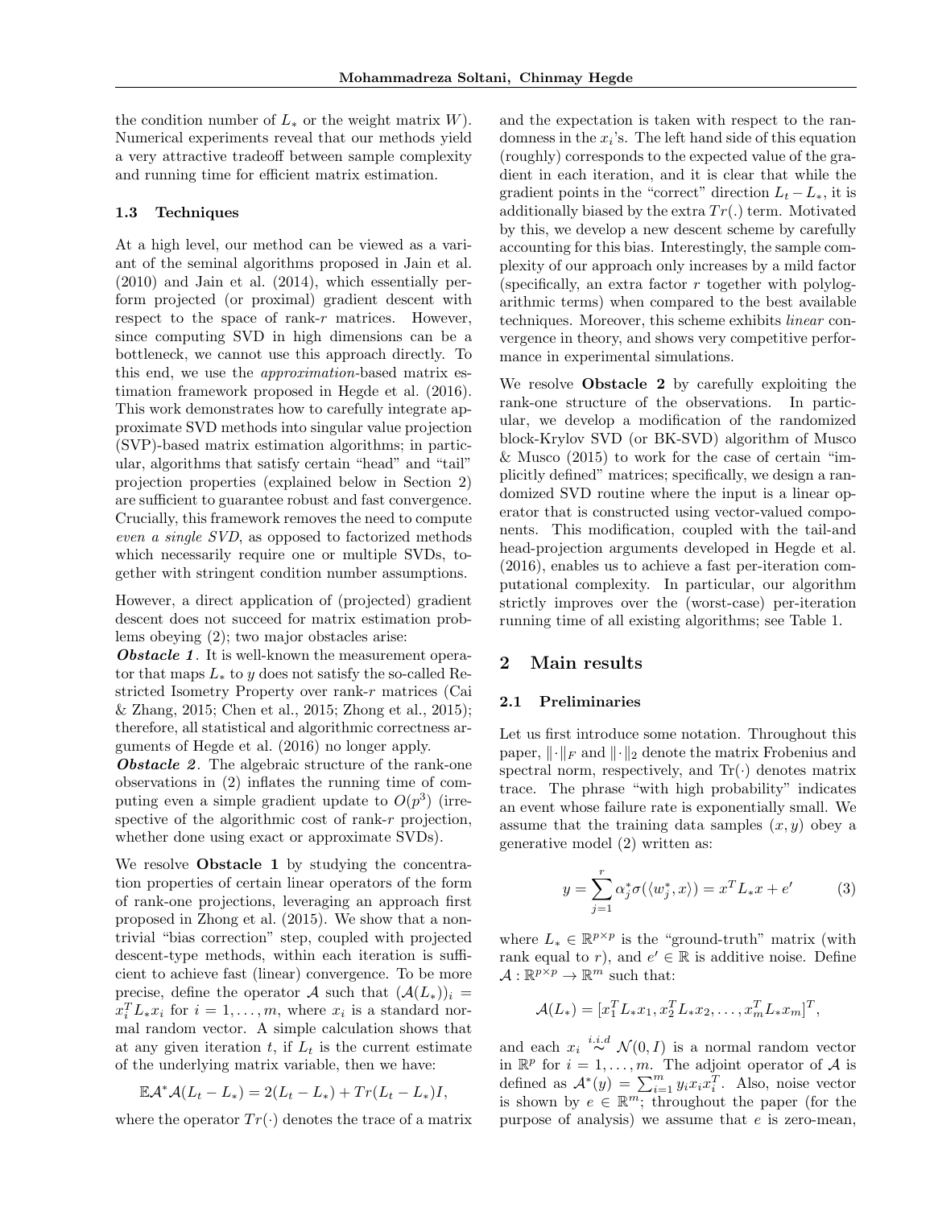the condition number of $L_*$ or the weight matrix $W$). Numerical experiments reveal that our methods yield a very attractive tradeoff between sample complexity and running time for efficient matrix estimation.

### 1.3 Techniques

At a high level, our method can be viewed as a variant of the seminal algorithms proposed in Jain et al. (2010) and Jain et al. (2014), which essentially perform projected (or proximal) gradient descent with respect to the space of rank-$r$ matrices. However, since computing SVD in high dimensions can be a bottleneck, we cannot use this approach directly. To this end, we use the *approximation*-based matrix estimation framework proposed in Hegde et al. (2016). This work demonstrates how to carefully integrate approximate SVD methods into singular value projection (SVP)-based matrix estimation algorithms; in particular, algorithms that satisfy certain "head" and "tail" projection properties (explained below in Section 2) are sufficient to guarantee robust and fast convergence. Crucially, this framework removes the need to compute *even a single SVD*, as opposed to factorized methods which necessarily require one or multiple SVDs, together with stringent condition number assumptions.

However, a direct application of (projected) gradient descent does not succeed for matrix estimation problems obeying (2); two major obstacles arise:

***Obstacle 1***. It is well-known the measurement operator that maps $L_*$ to $y$ does not satisfy the so-called Restricted Isometry Property over rank-$r$ matrices (Cai & Zhang, 2015; Chen et al., 2015; Zhong et al., 2015); therefore, all statistical and algorithmic correctness arguments of Hegde et al. (2016) no longer apply.

***Obstacle 2***. The algebraic structure of the rank-one observations in (2) inflates the running time of computing even a simple gradient update to $O(p^3)$ (irrespective of the algorithmic cost of rank-$r$ projection, whether done using exact or approximate SVDs).

We resolve **Obstacle 1** by studying the concentration properties of certain linear operators of the form of rank-one projections, leveraging an approach first proposed in Zhong et al. (2015). We show that a nontrivial "bias correction" step, coupled with projected descent-type methods, within each iteration is sufficient to achieve fast (linear) convergence. To be more precise, define the operator $\mathcal{A}$ such that $(\mathcal{A}(L_*))_i = x_i^T L_* x_i$ for $i = 1, \ldots, m$, where $x_i$ is a standard normal random vector. A simple calculation shows that at any given iteration $t$, if $L_t$ is the current estimate of the underlying matrix variable, then we have:

$$\mathbb{E}\mathcal{A}^*\mathcal{A}(L_t - L_*) = 2(L_t - L_*) + Tr(L_t - L_*)I,$$

where the operator $Tr(\cdot)$ denotes the trace of a matrix and the expectation is taken with respect to the randomness in the $x_i$'s. The left hand side of this equation (roughly) corresponds to the expected value of the gradient in each iteration, and it is clear that while the gradient points in the "correct" direction $L_t - L_*$, it is additionally biased by the extra $Tr(.)$ term. Motivated by this, we develop a new descent scheme by carefully accounting for this bias. Interestingly, the sample complexity of our approach only increases by a mild factor (specifically, an extra factor $r$ together with polylogarithmic terms) when compared to the best available techniques. Moreover, this scheme exhibits *linear* convergence in theory, and shows very competitive performance in experimental simulations.

We resolve **Obstacle 2** by carefully exploiting the rank-one structure of the observations. In particular, we develop a modification of the randomized block-Krylov SVD (or BK-SVD) algorithm of Musco & Musco (2015) to work for the case of certain "implicitly defined" matrices; specifically, we design a randomized SVD routine where the input is a linear operator that is constructed using vector-valued components. This modification, coupled with the tail-and head-projection arguments developed in Hegde et al. (2016), enables us to achieve a fast per-iteration computational complexity. In particular, our algorithm strictly improves over the (worst-case) per-iteration running time of all existing algorithms; see Table 1.

## 2 Main results

### 2.1 Preliminaries

Let us first introduce some notation. Throughout this paper, $\|\cdot\|_F$ and $\|\cdot\|_2$ denote the matrix Frobenius and spectral norm, respectively, and $\text{Tr}(\cdot)$ denotes matrix trace. The phrase "with high probability" indicates an event whose failure rate is exponentially small. We assume that the training data samples $(x, y)$ obey a generative model (2) written as:

$$y = \sum_{j=1}^{r} \alpha_j^* \sigma(\langle w_j^*, x \rangle) = x^T L_* x + e' \tag{3}$$

where $L_* \in \mathbb{R}^{p \times p}$ is the "ground-truth" matrix (with rank equal to $r$), and $e' \in \mathbb{R}$ is additive noise. Define $\mathcal{A} : \mathbb{R}^{p \times p} \to \mathbb{R}^m$ such that:

$$\mathcal{A}(L_*) = [x_1^T L_* x_1, x_2^T L_* x_2, \ldots, x_m^T L_* x_m]^T,$$

and each $x_i \overset{i.i.d}{\sim} \mathcal{N}(0, I)$ is a normal random vector in $\mathbb{R}^p$ for $i = 1, \ldots, m$. The adjoint operator of $\mathcal{A}$ is defined as $\mathcal{A}^*(y) = \sum_{i=1}^m y_i x_i x_i^T$. Also, noise vector is shown by $e \in \mathbb{R}^m$; throughout the paper (for the purpose of analysis) we assume that $e$ is zero-mean,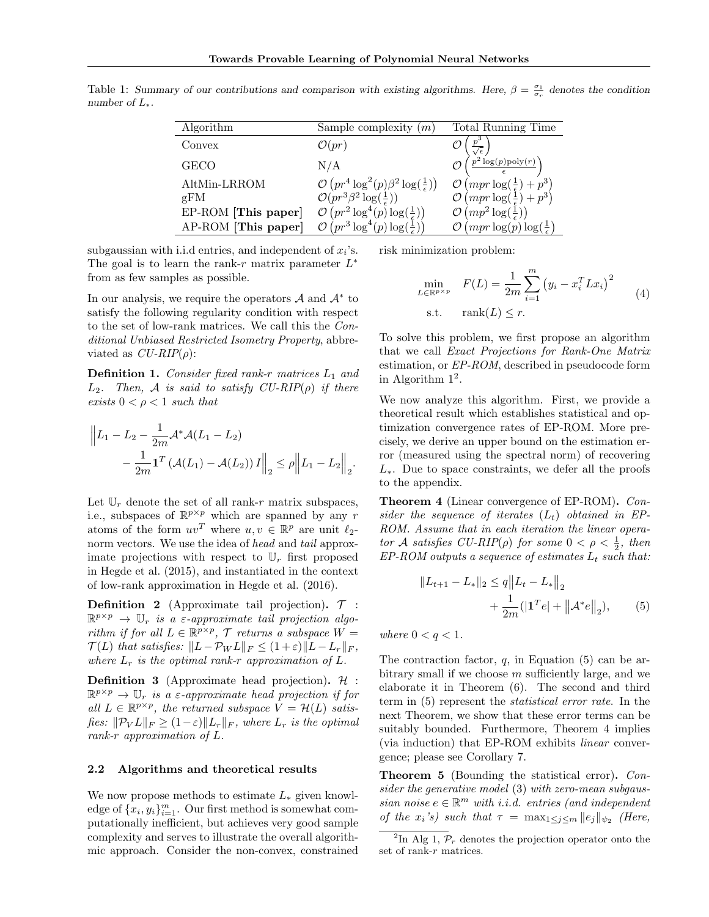Table 1: *Summary of our contributions and comparison with existing algorithms. Here, $\beta = \frac{\sigma_1}{\sigma_r}$ denotes the condition number of $L_*$.*

| Algorithm | Sample complexity ($m$) | Total Running Time |
|---|---|---|
| Convex | $\mathcal{O}(pr)$ | $\mathcal{O}\left(\frac{p^3}{\sqrt{\epsilon}}\right)$ |
| GECO | N/A | $\mathcal{O}\left(\frac{p^2 \log(p) \text{poly}(r)}{\epsilon}\right)$ |
| AltMin-LRROM | $\mathcal{O}\left(pr^4 \log^2(p) \beta^2 \log(\frac{1}{\epsilon})\right)$ | $\mathcal{O}\left(mpr \log(\frac{1}{\epsilon}) + p^3\right)$ |
| gFM | $\mathcal{O}(pr^3 \beta^2 \log(\frac{1}{\epsilon}))$ | $\mathcal{O}\left(mpr \log(\frac{1}{\epsilon}) + p^3\right)$ |
| EP-ROM [**This paper**] | $\mathcal{O}\left(pr^2 \log^4(p) \log(\frac{1}{\epsilon})\right)$ | $\mathcal{O}\left(mp^2 \log(\frac{1}{\epsilon})\right)$ |
| AP-ROM [**This paper**] | $\mathcal{O}\left(pr^3 \log^4(p) \log(\frac{1}{\epsilon})\right)$ | $\mathcal{O}\left(mpr \log(p) \log(\frac{1}{\epsilon})\right)$ |

subgaussian with i.i.d entries, and independent of $x_i$'s. The goal is to learn the rank-$r$ matrix parameter $L^*$ from as few samples as possible.

In our analysis, we require the operators $\mathcal{A}$ and $\mathcal{A}^*$ to satisfy the following regularity condition with respect to the set of low-rank matrices. We call this the *Conditional Unbiased Restricted Isometry Property*, abbreviated as *CU-RIP($\rho$)*:

**Definition 1.** *Consider fixed rank-$r$ matrices $L_1$ and $L_2$. Then, $\mathcal{A}$ is said to satisfy CU-RIP($\rho$) if there exists $0 < \rho < 1$ such that*

$$\Big\| L_1 - L_2 - \frac{1}{2m}\mathcal{A}^*\mathcal{A}(L_1 - L_2) - \frac{1}{2m}\mathbf{1}^T\left(\mathcal{A}(L_1) - \mathcal{A}(L_2)\right) I \Big\|_2 \leq \rho \Big\| L_1 - L_2 \Big\|_2.$$

Let $\mathbb{U}_r$ denote the set of all rank-$r$ matrix subspaces, i.e., subspaces of $\mathbb{R}^{p\times p}$ which are spanned by any $r$ atoms of the form $uv^T$ where $u, v \in \mathbb{R}^p$ are unit $\ell_2$-norm vectors. We use the idea of *head* and *tail* approximate projections with respect to $\mathbb{U}_r$ first proposed in Hegde et al. (2015), and instantiated in the context of low-rank approximation in Hegde et al. (2016).

**Definition 2** (Approximate tail projection). *$\mathcal{T} : \mathbb{R}^{p\times p} \to \mathbb{U}_r$ is a $\varepsilon$-approximate tail projection algorithm if for all $L \in \mathbb{R}^{p\times p}$, $\mathcal{T}$ returns a subspace $W = \mathcal{T}(L)$ that satisfies: $\|L - \mathcal{P}_W L\|_F \leq (1+\varepsilon)\|L - L_r\|_F$, where $L_r$ is the optimal rank-$r$ approximation of $L$.*

**Definition 3** (Approximate head projection). *$\mathcal{H} : \mathbb{R}^{p\times p} \to \mathbb{U}_r$ is a $\varepsilon$-approximate head projection if for all $L \in \mathbb{R}^{p\times p}$, the returned subspace $V = \mathcal{H}(L)$ satisfies: $\|\mathcal{P}_V L\|_F \geq (1-\varepsilon)\|L_r\|_F$, where $L_r$ is the optimal rank-$r$ approximation of $L$.*

### 2.2 Algorithms and theoretical results

We now propose methods to estimate $L_*$ given knowledge of $\{x_i, y_i\}_{i=1}^m$. Our first method is somewhat computationally inefficient, but achieves very good sample complexity and serves to illustrate the overall algorithmic approach. Consider the non-convex, constrained risk minimization problem:

$$\begin{aligned} \min_{L\in\mathbb{R}^{p\times p}} \quad & F(L) = \frac{1}{2m}\sum_{i=1}^m \left(y_i - x_i^T L x_i\right)^2 \\ \text{s.t.} \quad & \text{rank}(L) \leq r. \end{aligned} \tag{4}$$

To solve this problem, we first propose an algorithm that we call *Exact Projections for Rank-One Matrix* estimation, or *EP-ROM*, described in pseudocode form in Algorithm 1[2].

We now analyze this algorithm. First, we provide a theoretical result which establishes statistical and optimization convergence rates of EP-ROM. More precisely, we derive an upper bound on the estimation error (measured using the spectral norm) of recovering $L_*$. Due to space constraints, we defer all the proofs to the appendix.

**Theorem 4** (Linear convergence of EP-ROM). *Consider the sequence of iterates $(L_t)$ obtained in EP-ROM. Assume that in each iteration the linear operator $\mathcal{A}$ satisfies CU-RIP($\rho$) for some $0 < \rho < \frac{1}{2}$, then EP-ROM outputs a sequence of estimates $L_t$ such that:*

$$\|L_{t+1} - L_*\|_2 \leq q\big\|L_t - L_*\big\|_2 + \frac{1}{2m}(|\mathbf{1}^T e| + \big\|\mathcal{A}^* e\big\|_2), \tag{5}$$

*where $0 < q < 1$.*

The contraction factor, $q$, in Equation (5) can be arbitrary small if we choose $m$ sufficiently large, and we elaborate it in Theorem (6). The second and third term in (5) represent the *statistical error rate*. In the next Theorem, we show that these error terms can be suitably bounded. Furthermore, Theorem 4 implies (via induction) that EP-ROM exhibits *linear* convergence; please see Corollary 7.

**Theorem 5** (Bounding the statistical error). *Consider the generative model (3) with zero-mean subgaussian noise $e \in \mathbb{R}^m$ with i.i.d. entries (and independent of the $x_i$'s) such that $\tau = \max_{1\leq j\leq m}\|e_j\|_{\psi_2}$ (Here,*

[2] In Alg 1, $\mathcal{P}_r$ denotes the projection operator onto the set of rank-$r$ matrices.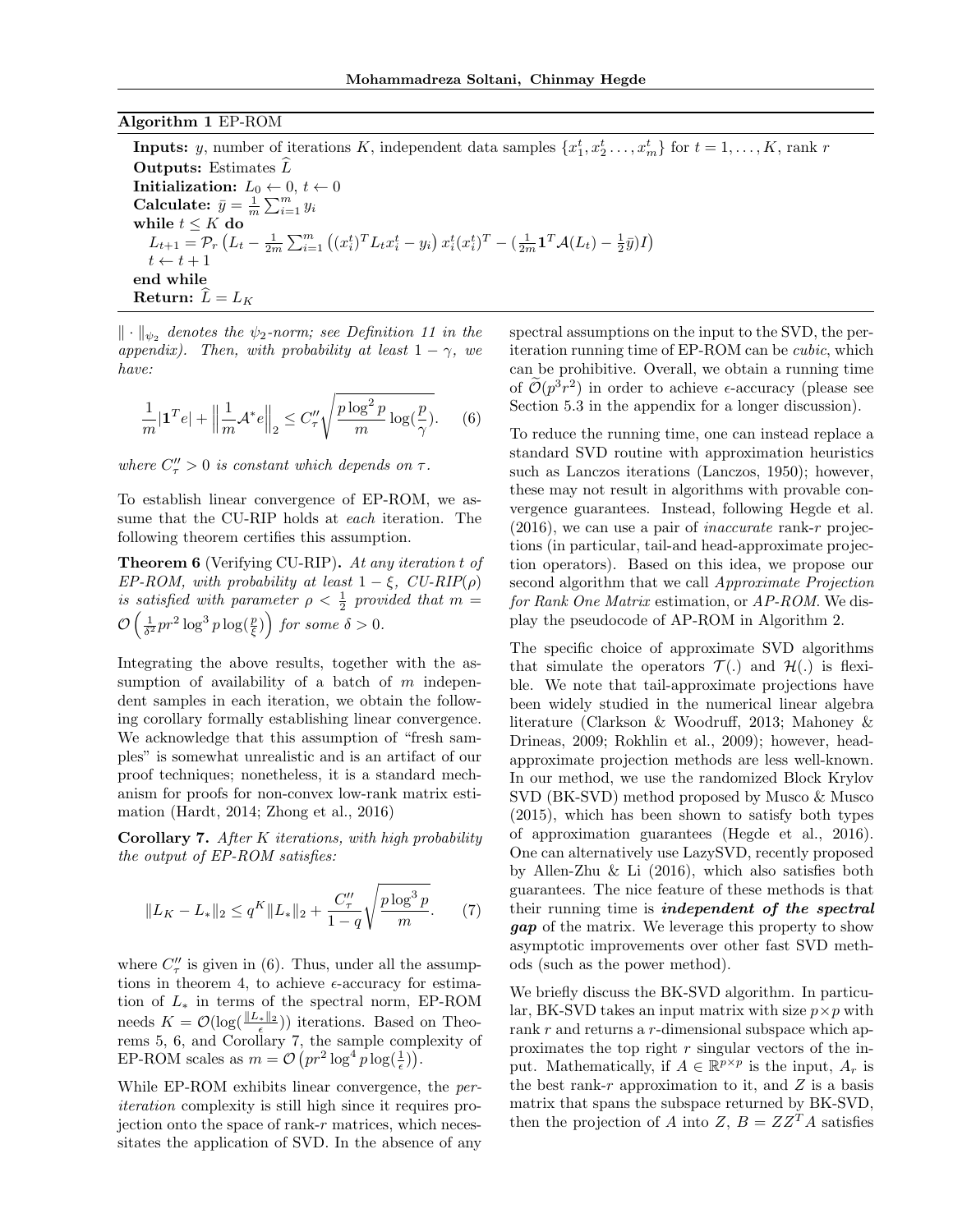**Algorithm 1** EP-ROM

**Inputs:** $y$, number of iterations $K$, independent data samples $\{x_1^t, x_2^t \ldots, x_m^t\}$ for $t = 1, \ldots, K$, rank $r$
**Outputs:** Estimates $\widehat{L}$
**Initialization:** $L_0 \leftarrow 0$, $t \leftarrow 0$
**Calculate:** $\bar{y} = \frac{1}{m}\sum_{i=1}^m y_i$
**while** $t \leq K$ **do**
  $L_{t+1} = \mathcal{P}_r\left(L_t - \frac{1}{2m}\sum_{i=1}^m \left((x_i^t)^T L_t x_i^t - y_i\right) x_i^t (x_i^t)^T - (\frac{1}{2m}\mathbf{1}^T \mathcal{A}(L_t) - \frac{1}{2}\bar{y})I\right)$
  $t \leftarrow t + 1$
**end while**
**Return:** $\widehat{L} = L_K$

$\|\cdot\|_{\psi_2}$ *denotes the* $\psi_2$*-norm; see Definition 11 in the appendix). Then, with probability at least* $1-\gamma$*, we have:*

$$\frac{1}{m}|\mathbf{1}^T e| + \left\|\frac{1}{m}\mathcal{A}^* e\right\|_2 \leq C''_\tau \sqrt{\frac{p\log^2 p}{m}\log(\frac{p}{\gamma})}. \qquad (6)$$

*where* $C''_\tau > 0$ *is constant which depends on* $\tau$.

To establish linear convergence of EP-ROM, we assume that the CU-RIP holds at *each* iteration. The following theorem certifies this assumption.

**Theorem 6** (Verifying CU-RIP)**.** *At any iteration* $t$ *of EP-ROM, with probability at least* $1-\xi$*, CU-RIP*$(\rho)$ *is satisfied with parameter* $\rho < \frac{1}{2}$ *provided that* $m = \mathcal{O}\left(\frac{1}{\delta^2}pr^2\log^3 p\log(\frac{p}{\xi})\right)$ *for some* $\delta > 0$.

Integrating the above results, together with the assumption of availability of a batch of $m$ independent samples in each iteration, we obtain the following corollary formally establishing linear convergence. We acknowledge that this assumption of "fresh samples" is somewhat unrealistic and is an artifact of our proof techniques; nonetheless, it is a standard mechanism for proofs for non-convex low-rank matrix estimation (Hardt, 2014; Zhong et al., 2016)

**Corollary 7.** *After* $K$ *iterations, with high probability the output of EP-ROM satisfies:*

$$\|L_K - L_*\|_2 \leq q^K\|L_*\|_2 + \frac{C''_\tau}{1-q}\sqrt{\frac{p\log^3 p}{m}}. \qquad (7)$$

where $C''_\tau$ is given in (6). Thus, under all the assumptions in theorem 4, to achieve $\epsilon$-accuracy for estimation of $L_*$ in terms of the spectral norm, EP-ROM needs $K = \mathcal{O}(\log(\frac{\|L_*\|_2}{\epsilon}))$ iterations. Based on Theorems 5, 6, and Corollary 7, the sample complexity of EP-ROM scales as $m = \mathcal{O}\left(pr^2\log^4 p\log(\frac{1}{\epsilon})\right)$.

While EP-ROM exhibits linear convergence, the *per-iteration* complexity is still high since it requires projection onto the space of rank-$r$ matrices, which necessitates the application of SVD. In the absence of any spectral assumptions on the input to the SVD, the per-iteration running time of EP-ROM can be *cubic*, which can be prohibitive. Overall, we obtain a running time of $\widetilde{\mathcal{O}}(p^3r^2)$ in order to achieve $\epsilon$-accuracy (please see Section 5.3 in the appendix for a longer discussion).

To reduce the running time, one can instead replace a standard SVD routine with approximation heuristics such as Lanczos iterations (Lanczos, 1950); however, these may not result in algorithms with provable convergence guarantees. Instead, following Hegde et al. (2016), we can use a pair of *inaccurate* rank-$r$ projections (in particular, tail-and head-approximate projection operators). Based on this idea, we propose our second algorithm that we call *Approximate Projection for Rank One Matrix* estimation, or *AP-ROM*. We display the pseudocode of AP-ROM in Algorithm 2.

The specific choice of approximate SVD algorithms that simulate the operators $\mathcal{T}(.)$ and $\mathcal{H}(.)$ is flexible. We note that tail-approximate projections have been widely studied in the numerical linear algebra literature (Clarkson & Woodruff, 2013; Mahoney & Drineas, 2009; Rokhlin et al., 2009); however, head-approximate projection methods are less well-known. In our method, we use the randomized Block Krylov SVD (BK-SVD) method proposed by Musco & Musco (2015), which has been shown to satisfy both types of approximation guarantees (Hegde et al., 2016). One can alternatively use LazySVD, recently proposed by Allen-Zhu & Li (2016), which also satisfies both guarantees. The nice feature of these methods is that their running time is ***independent of the spectral gap*** of the matrix. We leverage this property to show asymptotic improvements over other fast SVD methods (such as the power method).

We briefly discuss the BK-SVD algorithm. In particular, BK-SVD takes an input matrix with size $p \times p$ with rank $r$ and returns a $r$-dimensional subspace which approximates the top right $r$ singular vectors of the input. Mathematically, if $A \in \mathbb{R}^{p\times p}$ is the input, $A_r$ is the best rank-$r$ approximation to it, and $Z$ is a basis matrix that spans the subspace returned by BK-SVD, then the projection of $A$ into $Z$, $B = ZZ^T A$ satisfies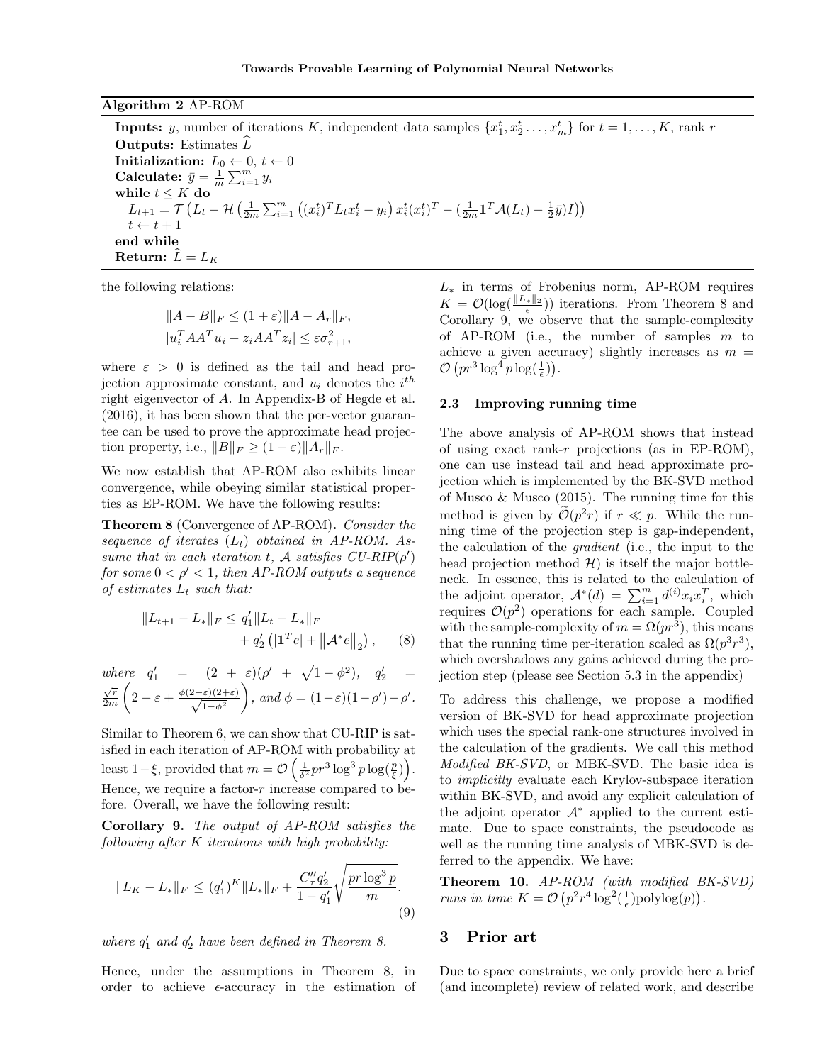**Algorithm 2** AP-ROM

**Inputs:** $y$, number of iterations $K$, independent data samples $\{x_1^t, x_2^t \ldots, x_m^t\}$ for $t = 1, \ldots, K$, rank $r$
**Outputs:** Estimates $\widehat{L}$
**Initialization:** $L_0 \leftarrow 0$, $t \leftarrow 0$
**Calculate:** $\bar{y} = \frac{1}{m}\sum_{i=1}^m y_i$
**while** $t \leq K$ **do**
  $L_{t+1} = \mathcal{T}\left(L_t - \mathcal{H}\left(\frac{1}{2m}\sum_{i=1}^m \left((x_i^t)^T L_t x_i^t - y_i\right) x_i^t (x_i^t)^T - (\frac{1}{2m}\mathbf{1}^T\mathcal{A}(L_t) - \frac{1}{2}\bar{y})I\right)\right)$
  $t \leftarrow t+1$
**end while**
**Return:** $\widehat{L} = L_K$

the following relations:

$$\|A - B\|_F \leq (1+\varepsilon)\|A - A_r\|_F,$$
$$|u_i^T AA^T u_i - z_i AA^T z_i| \leq \varepsilon\sigma_{r+1}^2,$$

where $\varepsilon > 0$ is defined as the tail and head projection approximate constant, and $u_i$ denotes the $i^{th}$ right eigenvector of $A$. In Appendix-B of Hegde et al. (2016), it has been shown that the per-vector guarantee can be used to prove the approximate head projection property, i.e., $\|B\|_F \geq (1-\varepsilon)\|A_r\|_F$.

We now establish that AP-ROM also exhibits linear convergence, while obeying similar statistical properties as EP-ROM. We have the following results:

**Theorem 8** (Convergence of AP-ROM)**.** *Consider the sequence of iterates $(L_t)$ obtained in AP-ROM. Assume that in each iteration $t$, $\mathcal{A}$ satisfies CU-RIP($\rho'$) for some $0 < \rho' < 1$, then AP-ROM outputs a sequence of estimates $L_t$ such that:*

$$\|L_{t+1} - L_*\|_F \leq q_1'\|L_t - L_*\|_F + q_2'\left(|\mathbf{1}^T e| + \left\|\mathcal{A}^* e\right\|_2\right), \quad (8)$$

*where* $q_1' = (2+\varepsilon)(\rho' + \sqrt{1-\phi^2})$, $q_2' = \frac{\sqrt{r}}{2m}\left(2 - \varepsilon + \frac{\phi(2-\varepsilon)(2+\varepsilon)}{\sqrt{1-\phi^2}}\right)$, *and* $\phi = (1-\varepsilon)(1-\rho') - \rho'$.

Similar to Theorem 6, we can show that CU-RIP is satisfied in each iteration of AP-ROM with probability at least $1-\xi$, provided that $m = \mathcal{O}\left(\frac{1}{\delta^2}pr^3\log^3 p\log(\frac{p}{\xi})\right)$. Hence, we require a factor-$r$ increase compared to before. Overall, we have the following result:

**Corollary 9.** *The output of AP-ROM satisfies the following after $K$ iterations with high probability:*

$$\|L_K - L_*\|_F \leq (q_1')^K\|L_*\|_F + \frac{C_\tau'' q_2'}{1-q_1'}\sqrt{\frac{pr\log^3 p}{m}}. \quad (9)$$

*where $q_1'$ and $q_2'$ have been defined in Theorem 8.*

Hence, under the assumptions in Theorem 8, in order to achieve $\epsilon$-accuracy in the estimation of $L_*$ in terms of Frobenius norm, AP-ROM requires $K = \mathcal{O}(\log(\frac{\|L_*\|_2}{\epsilon}))$ iterations. From Theorem 8 and Corollary 9, we observe that the sample-complexity of AP-ROM (i.e., the number of samples $m$ to achieve a given accuracy) slightly increases as $m = \mathcal{O}\left(pr^3\log^4 p\log(\frac{1}{\epsilon})\right)$.

### 2.3 Improving running time

The above analysis of AP-ROM shows that instead of using exact rank-$r$ projections (as in EP-ROM), one can use instead tail and head approximate projection which is implemented by the BK-SVD method of Musco & Musco (2015). The running time for this method is given by $\widetilde{\mathcal{O}}(p^2 r)$ if $r \ll p$. While the running time of the projection step is gap-independent, the calculation of the *gradient* (i.e., the input to the head projection method $\mathcal{H}$) is itself the major bottleneck. In essence, this is related to the calculation of the adjoint operator, $\mathcal{A}^*(d) = \sum_{i=1}^m d^{(i)} x_i x_i^T$, which requires $\mathcal{O}(p^2)$ operations for each sample. Coupled with the sample-complexity of $m = \Omega(pr^3)$, this means that the running time per-iteration scaled as $\Omega(p^3 r^3)$, which overshadows any gains achieved during the projection step (please see Section 5.3 in the appendix)

To address this challenge, we propose a modified version of BK-SVD for head approximate projection which uses the special rank-one structures involved in the calculation of the gradients. We call this method *Modified BK-SVD*, or MBK-SVD. The basic idea is to *implicitly* evaluate each Krylov-subspace iteration within BK-SVD, and avoid any explicit calculation of the adjoint operator $\mathcal{A}^*$ applied to the current estimate. Due to space constraints, the pseudocode as well as the running time analysis of MBK-SVD is deferred to the appendix. We have:

**Theorem 10.** *AP-ROM (with modified BK-SVD) runs in time $K = \mathcal{O}\left(p^2 r^4 \log^2(\frac{1}{\epsilon})\mathrm{polylog}(p)\right)$.*

## 3 Prior art

Due to space constraints, we only provide here a brief (and incomplete) review of related work, and describe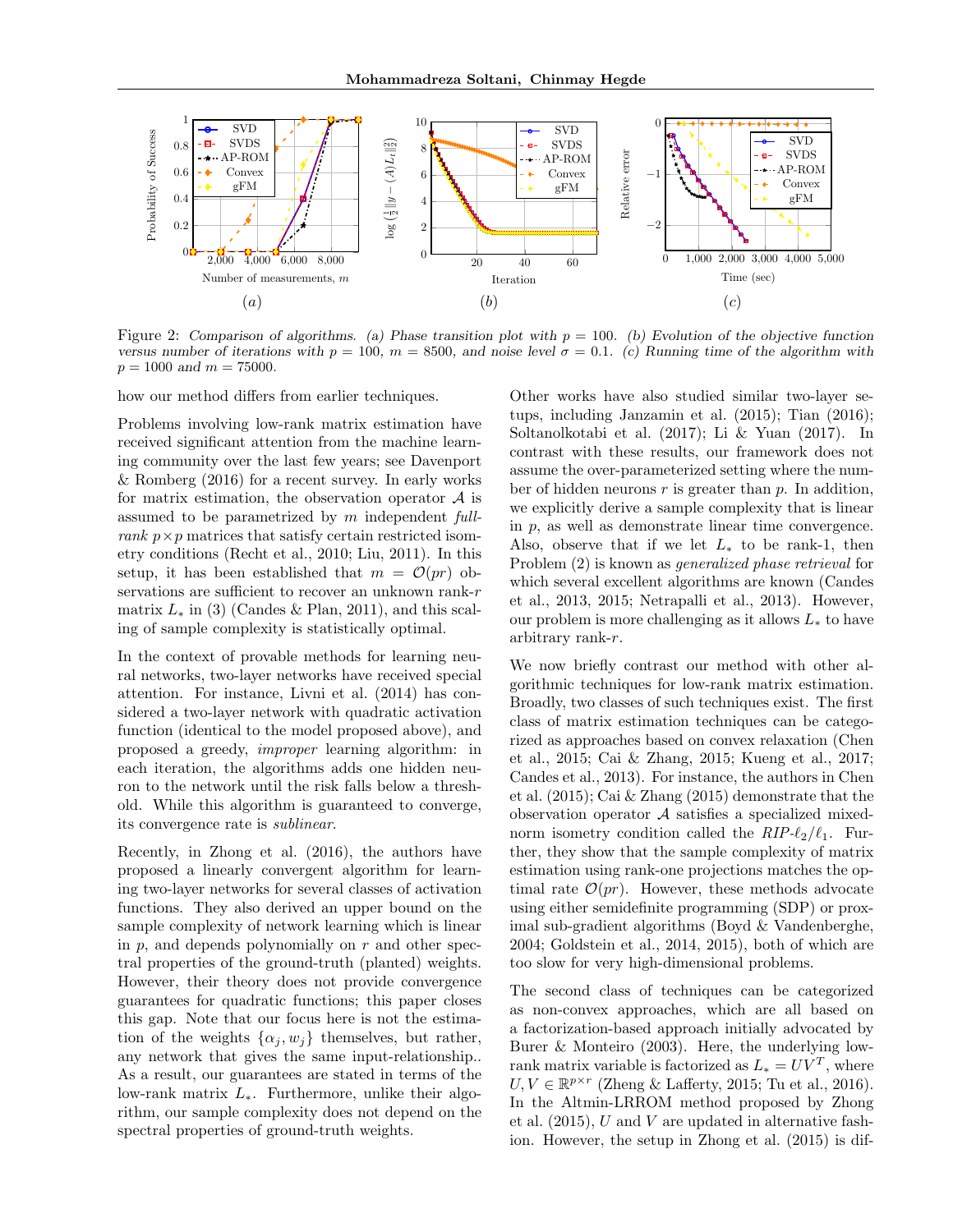Figure 2: *Comparison of algorithms. (a) Phase transition plot with $p = 100$. (b) Evolution of the objective function versus number of iterations with $p = 100$, $m = 8500$, and noise level $\sigma = 0.1$. (c) Running time of the algorithm with $p = 1000$ and $m = 75000$.*

how our method differs from earlier techniques.

Problems involving low-rank matrix estimation have received significant attention from the machine learning community over the last few years; see Davenport & Romberg (2016) for a recent survey. In early works for matrix estimation, the observation operator $\mathcal{A}$ is assumed to be parametrized by $m$ independent *full-rank* $p \times p$ matrices that satisfy certain restricted isometry conditions (Recht et al., 2010; Liu, 2011). In this setup, it has been established that $m = \mathcal{O}(pr)$ observations are sufficient to recover an unknown rank-$r$ matrix $L_*$ in (3) (Candes & Plan, 2011), and this scaling of sample complexity is statistically optimal.

In the context of provable methods for learning neural networks, two-layer networks have received special attention. For instance, Livni et al. (2014) has considered a two-layer network with quadratic activation function (identical to the model proposed above), and proposed a greedy, *improper* learning algorithm: in each iteration, the algorithms adds one hidden neuron to the network until the risk falls below a threshold. While this algorithm is guaranteed to converge, its convergence rate is *sublinear*.

Recently, in Zhong et al. (2016), the authors have proposed a linearly convergent algorithm for learning two-layer networks for several classes of activation functions. They also derived an upper bound on the sample complexity of network learning which is linear in $p$, and depends polynomially on $r$ and other spectral properties of the ground-truth (planted) weights. However, their theory does not provide convergence guarantees for quadratic functions; this paper closes this gap. Note that our focus here is not the estimation of the weights $\{\alpha_j, w_j\}$ themselves, but rather, any network that gives the same input-relationship.. As a result, our guarantees are stated in terms of the low-rank matrix $L_*$. Furthermore, unlike their algorithm, our sample complexity does not depend on the spectral properties of ground-truth weights.

Other works have also studied similar two-layer setups, including Janzamin et al. (2015); Tian (2016); Soltanolkotabi et al. (2017); Li & Yuan (2017). In contrast with these results, our framework does not assume the over-parameterized setting where the number of hidden neurons $r$ is greater than $p$. In addition, we explicitly derive a sample complexity that is linear in $p$, as well as demonstrate linear time convergence. Also, observe that if we let $L_*$ to be rank-1, then Problem (2) is known as *generalized phase retrieval* for which several excellent algorithms are known (Candes et al., 2013, 2015; Netrapalli et al., 2013). However, our problem is more challenging as it allows $L_*$ to have arbitrary rank-$r$.

We now briefly contrast our method with other algorithmic techniques for low-rank matrix estimation. Broadly, two classes of such techniques exist. The first class of matrix estimation techniques can be categorized as approaches based on convex relaxation (Chen et al., 2015; Cai & Zhang, 2015; Kueng et al., 2017; Candes et al., 2013). For instance, the authors in Chen et al. (2015); Cai & Zhang (2015) demonstrate that the observation operator $\mathcal{A}$ satisfies a specialized mixed-norm isometry condition called the *RIP-$\ell_2/\ell_1$*. Further, they show that the sample complexity of matrix estimation using rank-one projections matches the optimal rate $\mathcal{O}(pr)$. However, these methods advocate using either semidefinite programming (SDP) or proximal sub-gradient algorithms (Boyd & Vandenberghe, 2004; Goldstein et al., 2014, 2015), both of which are too slow for very high-dimensional problems.

The second class of techniques can be categorized as non-convex approaches, which are all based on a factorization-based approach initially advocated by Burer & Monteiro (2003). Here, the underlying low-rank matrix variable is factorized as $L_* = UV^T$, where $U, V \in \mathbb{R}^{p \times r}$ (Zheng & Lafferty, 2015; Tu et al., 2016). In the Altmin-LRROM method proposed by Zhong et al. (2015), $U$ and $V$ are updated in alternative fashion. However, the setup in Zhong et al. (2015) is dif-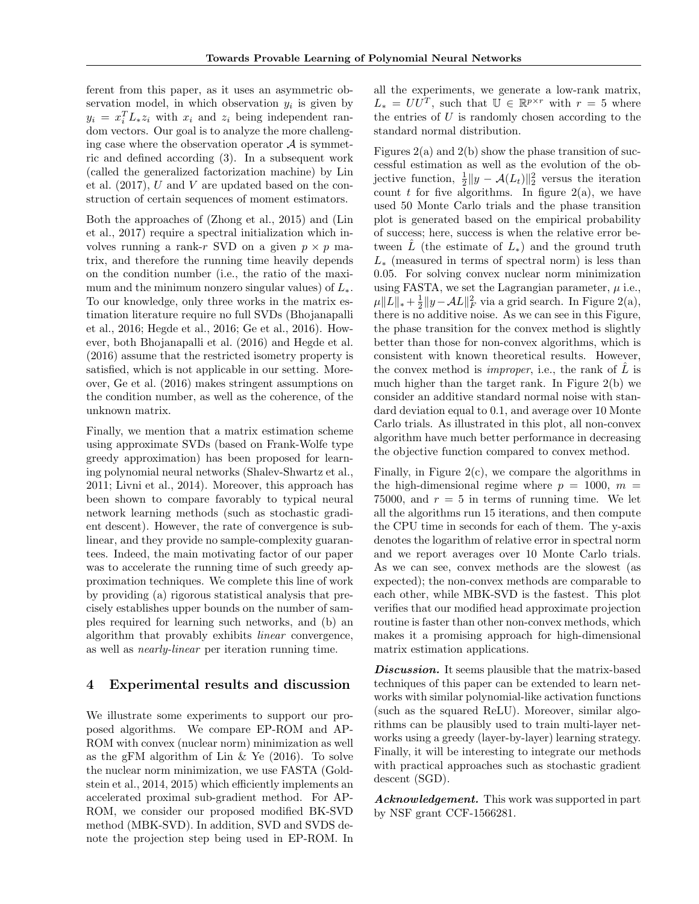ferent from this paper, as it uses an asymmetric observation model, in which observation $y_i$ is given by $y_i = x_i^T L_* z_i$ with $x_i$ and $z_i$ being independent random vectors. Our goal is to analyze the more challenging case where the observation operator $\mathcal{A}$ is symmetric and defined according (3). In a subsequent work (called the generalized factorization machine) by Lin et al. (2017), $U$ and $V$ are updated based on the construction of certain sequences of moment estimators.

Both the approaches of (Zhong et al., 2015) and (Lin et al., 2017) require a spectral initialization which involves running a rank-$r$ SVD on a given $p \times p$ matrix, and therefore the running time heavily depends on the condition number (i.e., the ratio of the maximum and the minimum nonzero singular values) of $L_*$. To our knowledge, only three works in the matrix estimation literature require no full SVDs (Bhojanapalli et al., 2016; Hegde et al., 2016; Ge et al., 2016). However, both Bhojanapalli et al. (2016) and Hegde et al. (2016) assume that the restricted isometry property is satisfied, which is not applicable in our setting. Moreover, Ge et al. (2016) makes stringent assumptions on the condition number, as well as the coherence, of the unknown matrix.

Finally, we mention that a matrix estimation scheme using approximate SVDs (based on Frank-Wolfe type greedy approximation) has been proposed for learning polynomial neural networks (Shalev-Shwartz et al., 2011; Livni et al., 2014). Moreover, this approach has been shown to compare favorably to typical neural network learning methods (such as stochastic gradient descent). However, the rate of convergence is sublinear, and they provide no sample-complexity guarantees. Indeed, the main motivating factor of our paper was to accelerate the running time of such greedy approximation techniques. We complete this line of work by providing (a) rigorous statistical analysis that precisely establishes upper bounds on the number of samples required for learning such networks, and (b) an algorithm that provably exhibits *linear* convergence, as well as *nearly-linear* per iteration running time.

## 4 Experimental results and discussion

We illustrate some experiments to support our proposed algorithms. We compare EP-ROM and AP-ROM with convex (nuclear norm) minimization as well as the gFM algorithm of Lin & Ye (2016). To solve the nuclear norm minimization, we use FASTA (Goldstein et al., 2014, 2015) which efficiently implements an accelerated proximal sub-gradient method. For AP-ROM, we consider our proposed modified BK-SVD method (MBK-SVD). In addition, SVD and SVDS denote the projection step being used in EP-ROM. In all the experiments, we generate a low-rank matrix, $L_* = UU^T$, such that $\mathbb{U} \in \mathbb{R}^{p \times r}$ with $r = 5$ where the entries of $U$ is randomly chosen according to the standard normal distribution.

Figures 2(a) and 2(b) show the phase transition of successful estimation as well as the evolution of the objective function, $\frac{1}{2}\|y - \mathcal{A}(L_t)\|_2^2$ versus the iteration count $t$ for five algorithms. In figure 2(a), we have used 50 Monte Carlo trials and the phase transition plot is generated based on the empirical probability of success; here, success is when the relative error between $\hat{L}$ (the estimate of $L_*$) and the ground truth $L_*$ (measured in terms of spectral norm) is less than 0.05. For solving convex nuclear norm minimization using FASTA, we set the Lagrangian parameter, $\mu$ i.e., $\mu\|L\|_* + \frac{1}{2}\|y - \mathcal{A}L\|_F^2$ via a grid search. In Figure 2(a), there is no additive noise. As we can see in this Figure, the phase transition for the convex method is slightly better than those for non-convex algorithms, which is consistent with known theoretical results. However, the convex method is *improper*, i.e., the rank of $\hat{L}$ is much higher than the target rank. In Figure 2(b) we consider an additive standard normal noise with standard deviation equal to 0.1, and average over 10 Monte Carlo trials. As illustrated in this plot, all non-convex algorithm have much better performance in decreasing the objective function compared to convex method.

Finally, in Figure 2(c), we compare the algorithms in the high-dimensional regime where $p = 1000$, $m = 75000$, and $r = 5$ in terms of running time. We let all the algorithms run 15 iterations, and then compute the CPU time in seconds for each of them. The y-axis denotes the logarithm of relative error in spectral norm and we report averages over 10 Monte Carlo trials. As we can see, convex methods are the slowest (as expected); the non-convex methods are comparable to each other, while MBK-SVD is the fastest. This plot verifies that our modified head approximate projection routine is faster than other non-convex methods, which makes it a promising approach for high-dimensional matrix estimation applications.

***Discussion.*** It seems plausible that the matrix-based techniques of this paper can be extended to learn networks with similar polynomial-like activation functions (such as the squared ReLU). Moreover, similar algorithms can be plausibly used to train multi-layer networks using a greedy (layer-by-layer) learning strategy. Finally, it will be interesting to integrate our methods with practical approaches such as stochastic gradient descent (SGD).

***Acknowledgement.*** This work was supported in part by NSF grant CCF-1566281.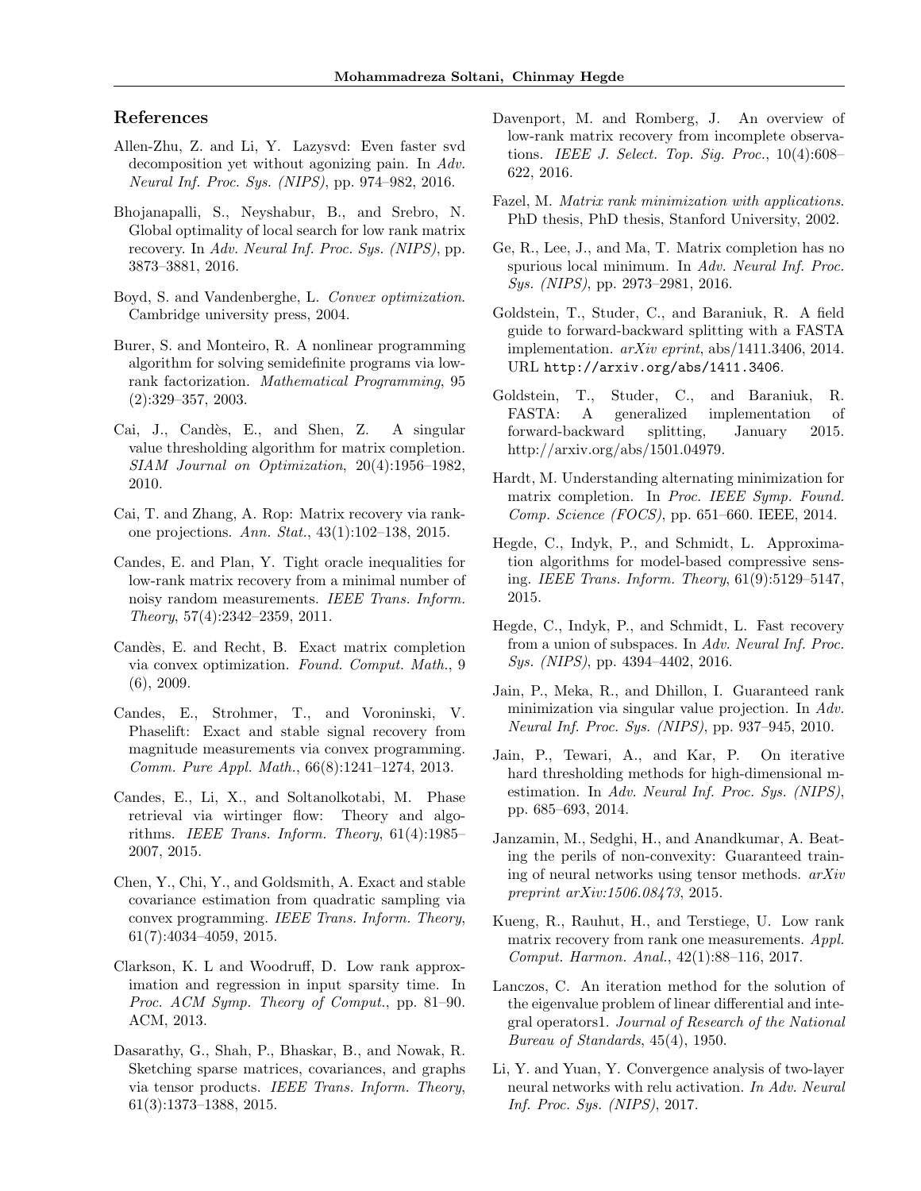## References

Allen-Zhu, Z. and Li, Y. Lazysvd: Even faster svd decomposition yet without agonizing pain. In *Adv. Neural Inf. Proc. Sys. (NIPS)*, pp. 974–982, 2016.

Bhojanapalli, S., Neyshabur, B., and Srebro, N. Global optimality of local search for low rank matrix recovery. In *Adv. Neural Inf. Proc. Sys. (NIPS)*, pp. 3873–3881, 2016.

Boyd, S. and Vandenberghe, L. *Convex optimization*. Cambridge university press, 2004.

Burer, S. and Monteiro, R. A nonlinear programming algorithm for solving semidefinite programs via low-rank factorization. *Mathematical Programming*, 95 (2):329–357, 2003.

Cai, J., Candès, E., and Shen, Z. A singular value thresholding algorithm for matrix completion. *SIAM Journal on Optimization*, 20(4):1956–1982, 2010.

Cai, T. and Zhang, A. Rop: Matrix recovery via rank-one projections. *Ann. Stat.*, 43(1):102–138, 2015.

Candes, E. and Plan, Y. Tight oracle inequalities for low-rank matrix recovery from a minimal number of noisy random measurements. *IEEE Trans. Inform. Theory*, 57(4):2342–2359, 2011.

Candès, E. and Recht, B. Exact matrix completion via convex optimization. *Found. Comput. Math.*, 9 (6), 2009.

Candes, E., Strohmer, T., and Voroninski, V. Phaselift: Exact and stable signal recovery from magnitude measurements via convex programming. *Comm. Pure Appl. Math.*, 66(8):1241–1274, 2013.

Candes, E., Li, X., and Soltanolkotabi, M. Phase retrieval via wirtinger flow: Theory and algorithms. *IEEE Trans. Inform. Theory*, 61(4):1985–2007, 2015.

Chen, Y., Chi, Y., and Goldsmith, A. Exact and stable covariance estimation from quadratic sampling via convex programming. *IEEE Trans. Inform. Theory*, 61(7):4034–4059, 2015.

Clarkson, K. L and Woodruff, D. Low rank approximation and regression in input sparsity time. In *Proc. ACM Symp. Theory of Comput.*, pp. 81–90. ACM, 2013.

Dasarathy, G., Shah, P., Bhaskar, B., and Nowak, R. Sketching sparse matrices, covariances, and graphs via tensor products. *IEEE Trans. Inform. Theory*, 61(3):1373–1388, 2015.

Davenport, M. and Romberg, J. An overview of low-rank matrix recovery from incomplete observations. *IEEE J. Select. Top. Sig. Proc.*, 10(4):608–622, 2016.

Fazel, M. *Matrix rank minimization with applications*. PhD thesis, PhD thesis, Stanford University, 2002.

Ge, R., Lee, J., and Ma, T. Matrix completion has no spurious local minimum. In *Adv. Neural Inf. Proc. Sys. (NIPS)*, pp. 2973–2981, 2016.

Goldstein, T., Studer, C., and Baraniuk, R. A field guide to forward-backward splitting with a FASTA implementation. *arXiv eprint*, abs/1411.3406, 2014. URL http://arxiv.org/abs/1411.3406.

Goldstein, T., Studer, C., and Baraniuk, R. FASTA: A generalized implementation of forward-backward splitting, January 2015. http://arxiv.org/abs/1501.04979.

Hardt, M. Understanding alternating minimization for matrix completion. In *Proc. IEEE Symp. Found. Comp. Science (FOCS)*, pp. 651–660. IEEE, 2014.

Hegde, C., Indyk, P., and Schmidt, L. Approximation algorithms for model-based compressive sensing. *IEEE Trans. Inform. Theory*, 61(9):5129–5147, 2015.

Hegde, C., Indyk, P., and Schmidt, L. Fast recovery from a union of subspaces. In *Adv. Neural Inf. Proc. Sys. (NIPS)*, pp. 4394–4402, 2016.

Jain, P., Meka, R., and Dhillon, I. Guaranteed rank minimization via singular value projection. In *Adv. Neural Inf. Proc. Sys. (NIPS)*, pp. 937–945, 2010.

Jain, P., Tewari, A., and Kar, P. On iterative hard thresholding methods for high-dimensional m-estimation. In *Adv. Neural Inf. Proc. Sys. (NIPS)*, pp. 685–693, 2014.

Janzamin, M., Sedghi, H., and Anandkumar, A. Beating the perils of non-convexity: Guaranteed training of neural networks using tensor methods. *arXiv preprint arXiv:1506.08473*, 2015.

Kueng, R., Rauhut, H., and Terstiege, U. Low rank matrix recovery from rank one measurements. *Appl. Comput. Harmon. Anal.*, 42(1):88–116, 2017.

Lanczos, C. An iteration method for the solution of the eigenvalue problem of linear differential and integral operators1. *Journal of Research of the National Bureau of Standards*, 45(4), 1950.

Li, Y. and Yuan, Y. Convergence analysis of two-layer neural networks with relu activation. *In Adv. Neural Inf. Proc. Sys. (NIPS)*, 2017.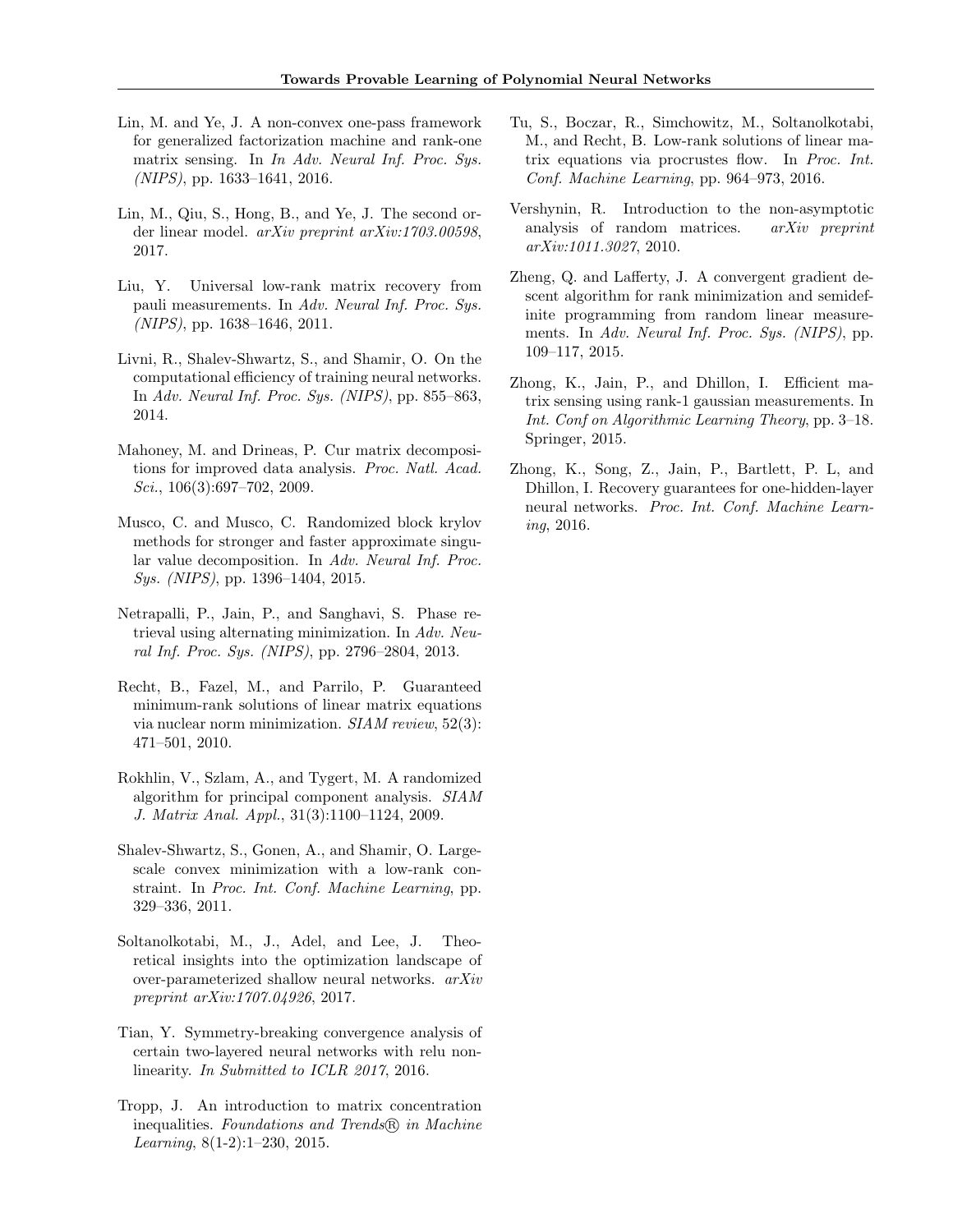Lin, M. and Ye, J. A non-convex one-pass framework for generalized factorization machine and rank-one matrix sensing. In *In Adv. Neural Inf. Proc. Sys. (NIPS)*, pp. 1633–1641, 2016.

Lin, M., Qiu, S., Hong, B., and Ye, J. The second order linear model. *arXiv preprint arXiv:1703.00598*, 2017.

Liu, Y. Universal low-rank matrix recovery from pauli measurements. In *Adv. Neural Inf. Proc. Sys. (NIPS)*, pp. 1638–1646, 2011.

Livni, R., Shalev-Shwartz, S., and Shamir, O. On the computational efficiency of training neural networks. In *Adv. Neural Inf. Proc. Sys. (NIPS)*, pp. 855–863, 2014.

Mahoney, M. and Drineas, P. Cur matrix decompositions for improved data analysis. *Proc. Natl. Acad. Sci.*, 106(3):697–702, 2009.

Musco, C. and Musco, C. Randomized block krylov methods for stronger and faster approximate singular value decomposition. In *Adv. Neural Inf. Proc. Sys. (NIPS)*, pp. 1396–1404, 2015.

Netrapalli, P., Jain, P., and Sanghavi, S. Phase retrieval using alternating minimization. In *Adv. Neural Inf. Proc. Sys. (NIPS)*, pp. 2796–2804, 2013.

Recht, B., Fazel, M., and Parrilo, P. Guaranteed minimum-rank solutions of linear matrix equations via nuclear norm minimization. *SIAM review*, 52(3): 471–501, 2010.

Rokhlin, V., Szlam, A., and Tygert, M. A randomized algorithm for principal component analysis. *SIAM J. Matrix Anal. Appl.*, 31(3):1100–1124, 2009.

Shalev-Shwartz, S., Gonen, A., and Shamir, O. Large-scale convex minimization with a low-rank constraint. In *Proc. Int. Conf. Machine Learning*, pp. 329–336, 2011.

Soltanolkotabi, M., J., Adel, and Lee, J. Theoretical insights into the optimization landscape of over-parameterized shallow neural networks. *arXiv preprint arXiv:1707.04926*, 2017.

Tian, Y. Symmetry-breaking convergence analysis of certain two-layered neural networks with relu nonlinearity. *In Submitted to ICLR 2017*, 2016.

Tropp, J. An introduction to matrix concentration inequalities. *Foundations and Trends® in Machine Learning*, 8(1-2):1–230, 2015.

Tu, S., Boczar, R., Simchowitz, M., Soltanolkotabi, M., and Recht, B. Low-rank solutions of linear matrix equations via procrustes flow. In *Proc. Int. Conf. Machine Learning*, pp. 964–973, 2016.

Vershynin, R. Introduction to the non-asymptotic analysis of random matrices. *arXiv preprint arXiv:1011.3027*, 2010.

Zheng, Q. and Lafferty, J. A convergent gradient descent algorithm for rank minimization and semidefinite programming from random linear measurements. In *Adv. Neural Inf. Proc. Sys. (NIPS)*, pp. 109–117, 2015.

Zhong, K., Jain, P., and Dhillon, I. Efficient matrix sensing using rank-1 gaussian measurements. In *Int. Conf on Algorithmic Learning Theory*, pp. 3–18. Springer, 2015.

Zhong, K., Song, Z., Jain, P., Bartlett, P. L, and Dhillon, I. Recovery guarantees for one-hidden-layer neural networks. *Proc. Int. Conf. Machine Learning*, 2016.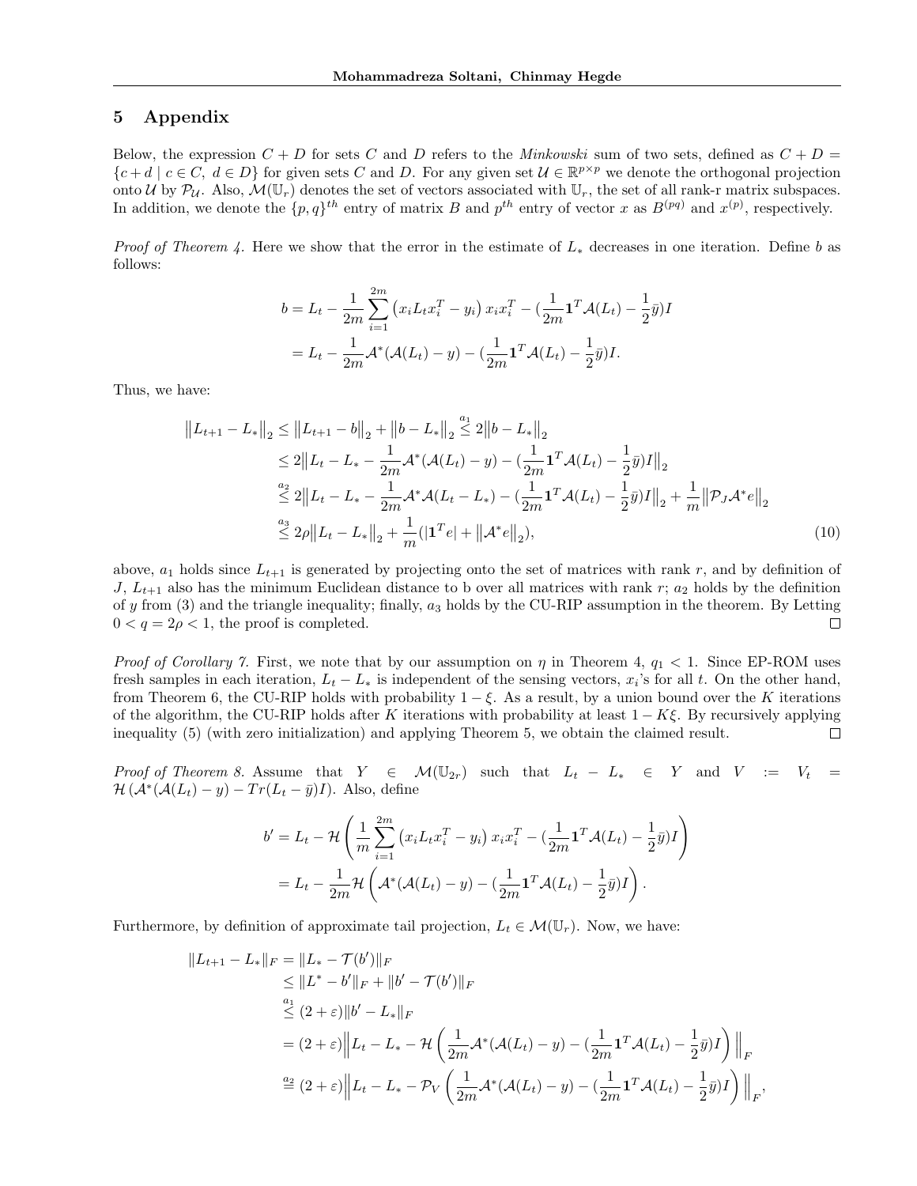## 5 Appendix

Below, the expression $C + D$ for sets $C$ and $D$ refers to the *Minkowski* sum of two sets, defined as $C + D = \{c + d \mid c \in C,\ d \in D\}$ for given sets $C$ and $D$. For any given set $\mathcal{U} \in \mathbb{R}^{p\times p}$ we denote the orthogonal projection onto $\mathcal{U}$ by $\mathcal{P}_{\mathcal{U}}$. Also, $\mathcal{M}(\mathbb{U}_r)$ denotes the set of vectors associated with $\mathbb{U}_r$, the set of all rank-r matrix subspaces. In addition, we denote the $\{p, q\}^{th}$ entry of matrix $B$ and $p^{th}$ entry of vector $x$ as $B^{(pq)}$ and $x^{(p)}$, respectively.

*Proof of Theorem 4.* Here we show that the error in the estimate of $L_*$ decreases in one iteration. Define $b$ as follows:

$$
\begin{aligned}
b &= L_t - \frac{1}{2m}\sum_{i=1}^{2m}\left(x_i L_t x_i^T - y_i\right) x_i x_i^T - (\frac{1}{2m}\mathbf{1}^T\mathcal{A}(L_t) - \frac{1}{2}\bar{y})I \\
&= L_t - \frac{1}{2m}\mathcal{A}^*(\mathcal{A}(L_t) - y) - (\frac{1}{2m}\mathbf{1}^T\mathcal{A}(L_t) - \frac{1}{2}\bar{y})I.
\end{aligned}
$$

Thus, we have:

$$
\begin{aligned}
\left\|L_{t+1} - L_*\right\|_2 &\leq \left\|L_{t+1} - b\right\|_2 + \left\|b - L_*\right\|_2 \overset{a_1}{\leq} 2\left\|b - L_*\right\|_2 \\
&\leq 2\left\|L_t - L_* - \frac{1}{2m}\mathcal{A}^*(\mathcal{A}(L_t) - y) - (\frac{1}{2m}\mathbf{1}^T\mathcal{A}(L_t) - \frac{1}{2}\bar{y})I\right\|_2 \\
&\overset{a_2}{\leq} 2\left\|L_t - L_* - \frac{1}{2m}\mathcal{A}^*\mathcal{A}(L_t - L_*) - (\frac{1}{2m}\mathbf{1}^T\mathcal{A}(L_t) - \frac{1}{2}\bar{y})I\right\|_2 + \frac{1}{m}\left\|\mathcal{P}_J\mathcal{A}^*e\right\|_2 \\
&\overset{a_3}{\leq} 2\rho\left\|L_t - L_*\right\|_2 + \frac{1}{m}(|\mathbf{1}^T e| + \left\|\mathcal{A}^*e\right\|_2),
\end{aligned} \tag{10}
$$

above, $a_1$ holds since $L_{t+1}$ is generated by projecting onto the set of matrices with rank $r$, and by definition of $J$, $L_{t+1}$ also has the minimum Euclidean distance to b over all matrices with rank $r$; $a_2$ holds by the definition of $y$ from (3) and the triangle inequality; finally, $a_3$ holds by the CU-RIP assumption in the theorem. By Letting $0 < q = 2\rho < 1$, the proof is completed. $\square$

*Proof of Corollary 7.* First, we note that by our assumption on $\eta$ in Theorem 4, $q_1 < 1$. Since EP-ROM uses fresh samples in each iteration, $L_t - L_*$ is independent of the sensing vectors, $x_i$'s for all $t$. On the other hand, from Theorem 6, the CU-RIP holds with probability $1 - \xi$. As a result, by a union bound over the $K$ iterations of the algorithm, the CU-RIP holds after $K$ iterations with probability at least $1 - K\xi$. By recursively applying inequality (5) (with zero initialization) and applying Theorem 5, we obtain the claimed result. $\square$

*Proof of Theorem 8.* Assume that $Y \in \mathcal{M}(\mathbb{U}_{2r})$ such that $L_t - L_* \in Y$ and $V := V_t = \mathcal{H}\left(\mathcal{A}^*(\mathcal{A}(L_t) - y) - Tr(L_t - \bar{y})I\right)$. Also, define

$$
\begin{aligned}
b' &= L_t - \mathcal{H}\left(\frac{1}{m}\sum_{i=1}^{2m}\left(x_i L_t x_i^T - y_i\right) x_i x_i^T - (\frac{1}{2m}\mathbf{1}^T\mathcal{A}(L_t) - \frac{1}{2}\bar{y})I\right) \\
&= L_t - \frac{1}{2m}\mathcal{H}\left(\mathcal{A}^*(\mathcal{A}(L_t) - y) - (\frac{1}{2m}\mathbf{1}^T\mathcal{A}(L_t) - \frac{1}{2}\bar{y})I\right).
\end{aligned}
$$

Furthermore, by definition of approximate tail projection, $L_t \in \mathcal{M}(\mathbb{U}_r)$. Now, we have:

$$
\begin{aligned}
\|L_{t+1} - L_*\|_F &= \|L_* - \mathcal{T}(b')\|_F \\
&\leq \|L^* - b'\|_F + \|b' - \mathcal{T}(b')\|_F \\
&\overset{a_1}{\leq} (2 + \varepsilon)\|b' - L_*\|_F \\
&= (2 + \varepsilon)\left\|L_t - L_* - \mathcal{H}\left(\frac{1}{2m}\mathcal{A}^*(\mathcal{A}(L_t) - y) - (\frac{1}{2m}\mathbf{1}^T\mathcal{A}(L_t) - \frac{1}{2}\bar{y})I\right)\right\|_F \\
&\overset{a_2}{=} (2 + \varepsilon)\left\|L_t - L_* - \mathcal{P}_V\left(\frac{1}{2m}\mathcal{A}^*(\mathcal{A}(L_t) - y) - (\frac{1}{2m}\mathbf{1}^T\mathcal{A}(L_t) - \frac{1}{2}\bar{y})I\right)\right\|_F,
\end{aligned}
$$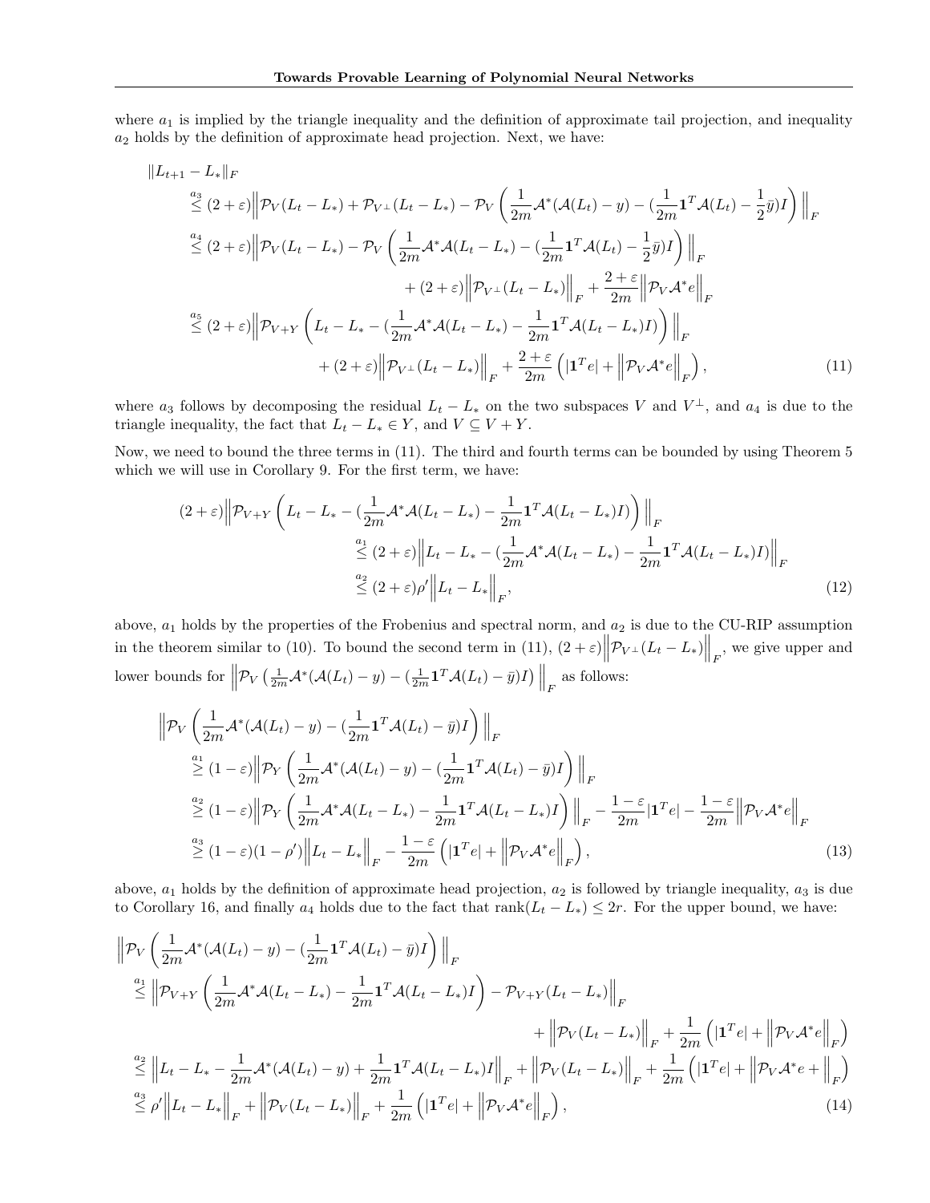where $a_1$ is implied by the triangle inequality and the definition of approximate tail projection, and inequality $a_2$ holds by the definition of approximate head projection. Next, we have:

$$
\begin{aligned}
\|L_{t+1} - L_*\|_F & \\
\overset{a_3}{\leq} (2+\varepsilon)\Big\| & \mathcal{P}_V(L_t - L_*) + \mathcal{P}_{V^\perp}(L_t - L_*) - \mathcal{P}_V\left(\frac{1}{2m}\mathcal{A}^*(\mathcal{A}(L_t) - y) - (\frac{1}{2m}\mathbf{1}^T\mathcal{A}(L_t) - \frac{1}{2}\bar{y})I\right)\Big\|_F \\
\overset{a_4}{\leq} (2+\varepsilon)\Big\| & \mathcal{P}_V(L_t - L_*) - \mathcal{P}_V\left(\frac{1}{2m}\mathcal{A}^*\mathcal{A}(L_t - L_*) - (\frac{1}{2m}\mathbf{1}^T\mathcal{A}(L_t) - \frac{1}{2}\bar{y})I\right)\Big\|_F \\
& + (2+\varepsilon)\Big\|\mathcal{P}_{V^\perp}(L_t - L_*)\Big\|_F + \frac{2+\varepsilon}{2m}\Big\|\mathcal{P}_V\mathcal{A}^* e\Big\|_F \\
\overset{a_5}{\leq} (2+\varepsilon)\Big\| & \mathcal{P}_{V+Y}\left(L_t - L_* - (\frac{1}{2m}\mathcal{A}^*\mathcal{A}(L_t - L_*) - \frac{1}{2m}\mathbf{1}^T\mathcal{A}(L_t - L_*)I)\right)\Big\|_F \\
& + (2+\varepsilon)\Big\|\mathcal{P}_{V^\perp}(L_t - L_*)\Big\|_F + \frac{2+\varepsilon}{2m}\left(|\mathbf{1}^T e| + \Big\|\mathcal{P}_V\mathcal{A}^* e\Big\|_F\right),
\end{aligned} \tag{11}
$$

where $a_3$ follows by decomposing the residual $L_t - L_*$ on the two subspaces $V$ and $V^\perp$, and $a_4$ is due to the triangle inequality, the fact that $L_t - L_* \in Y$, and $V \subseteq V + Y$.

Now, we need to bound the three terms in (11). The third and fourth terms can be bounded by using Theorem 5 which we will use in Corollary 9. For the first term, we have:

$$
\begin{aligned}
(2+\varepsilon)\Big\|\mathcal{P}_{V+Y}&\left(L_t - L_* - (\frac{1}{2m}\mathcal{A}^*\mathcal{A}(L_t - L_*) - \frac{1}{2m}\mathbf{1}^T\mathcal{A}(L_t - L_*)I)\right)\Big\|_F \\
&\overset{a_1}{\leq} (2+\varepsilon)\Big\|L_t - L_* - (\frac{1}{2m}\mathcal{A}^*\mathcal{A}(L_t - L_*) - \frac{1}{2m}\mathbf{1}^T\mathcal{A}(L_t - L_*)I)\Big\|_F \\
&\overset{a_2}{\leq} (2+\varepsilon)\rho'\Big\|L_t - L_*\Big\|_F,
\end{aligned} \tag{12}
$$

above, $a_1$ holds by the properties of the Frobenius and spectral norm, and $a_2$ is due to the CU-RIP assumption in the theorem similar to (10). To bound the second term in (11), $(2+\varepsilon)\Big\|\mathcal{P}_{V^\perp}(L_t - L_*)\Big\|_F$, we give upper and lower bounds for $\Big\|\mathcal{P}_V\left(\frac{1}{2m}\mathcal{A}^*(\mathcal{A}(L_t) - y) - (\frac{1}{2m}\mathbf{1}^T\mathcal{A}(L_t) - \bar{y})I\right)\Big\|_F$ as follows:

$$
\begin{aligned}
\Big\|\mathcal{P}_V&\left(\frac{1}{2m}\mathcal{A}^*(\mathcal{A}(L_t) - y) - (\frac{1}{2m}\mathbf{1}^T\mathcal{A}(L_t) - \bar{y})I\right)\Big\|_F \\
&\overset{a_1}{\geq} (1-\varepsilon)\Big\|\mathcal{P}_Y\left(\frac{1}{2m}\mathcal{A}^*(\mathcal{A}(L_t) - y) - (\frac{1}{2m}\mathbf{1}^T\mathcal{A}(L_t) - \bar{y})I\right)\Big\|_F \\
&\overset{a_2}{\geq} (1-\varepsilon)\Big\|\mathcal{P}_Y\left(\frac{1}{2m}\mathcal{A}^*\mathcal{A}(L_t - L_*) - \frac{1}{2m}\mathbf{1}^T\mathcal{A}(L_t - L_*)I\right)\Big\|_F - \frac{1-\varepsilon}{2m}|\mathbf{1}^T e| - \frac{1-\varepsilon}{2m}\Big\|\mathcal{P}_V\mathcal{A}^* e\Big\|_F \\
&\overset{a_3}{\geq} (1-\varepsilon)(1-\rho')\Big\|L_t - L_*\Big\|_F - \frac{1-\varepsilon}{2m}\left(|\mathbf{1}^T e| + \Big\|\mathcal{P}_V\mathcal{A}^* e\Big\|_F\right),
\end{aligned} \tag{13}
$$

above, $a_1$ holds by the definition of approximate head projection, $a_2$ is followed by triangle inequality, $a_3$ is due to Corollary 16, and finally $a_4$ holds due to the fact that $\text{rank}(L_t - L_*) \leq 2r$. For the upper bound, we have:

$$
\begin{aligned}
\Big\|\mathcal{P}_V&\left(\frac{1}{2m}\mathcal{A}^*(\mathcal{A}(L_t) - y) - (\frac{1}{2m}\mathbf{1}^T\mathcal{A}(L_t) - \bar{y})I\right)\Big\|_F \\
\overset{a_1}{\leq}& \Big\|\mathcal{P}_{V+Y}\left(\frac{1}{2m}\mathcal{A}^*\mathcal{A}(L_t - L_*) - \frac{1}{2m}\mathbf{1}^T\mathcal{A}(L_t - L_*)I\right) - \mathcal{P}_{V+Y}(L_t - L_*)\Big\|_F \\
&+ \Big\|\mathcal{P}_V(L_t - L_*)\Big\|_F + \frac{1}{2m}\left(|\mathbf{1}^T e| + \Big\|\mathcal{P}_V\mathcal{A}^* e\Big\|_F\right) \\
\overset{a_2}{\leq}& \Big\|L_t - L_* - \frac{1}{2m}\mathcal{A}^*(\mathcal{A}(L_t) - y) + \frac{1}{2m}\mathbf{1}^T\mathcal{A}(L_t - L_*)I\Big\|_F + \Big\|\mathcal{P}_V(L_t - L_*)\Big\|_F + \frac{1}{2m}\left(|\mathbf{1}^T e| + \Big\|\mathcal{P}_V\mathcal{A}^* e + \Big\|_F\right) \\
\overset{a_3}{\leq}& \rho'\Big\|L_t - L_*\Big\|_F + \Big\|\mathcal{P}_V(L_t - L_*)\Big\|_F + \frac{1}{2m}\left(|\mathbf{1}^T e| + \Big\|\mathcal{P}_V\mathcal{A}^* e\Big\|_F\right),
\end{aligned} \tag{14}
$$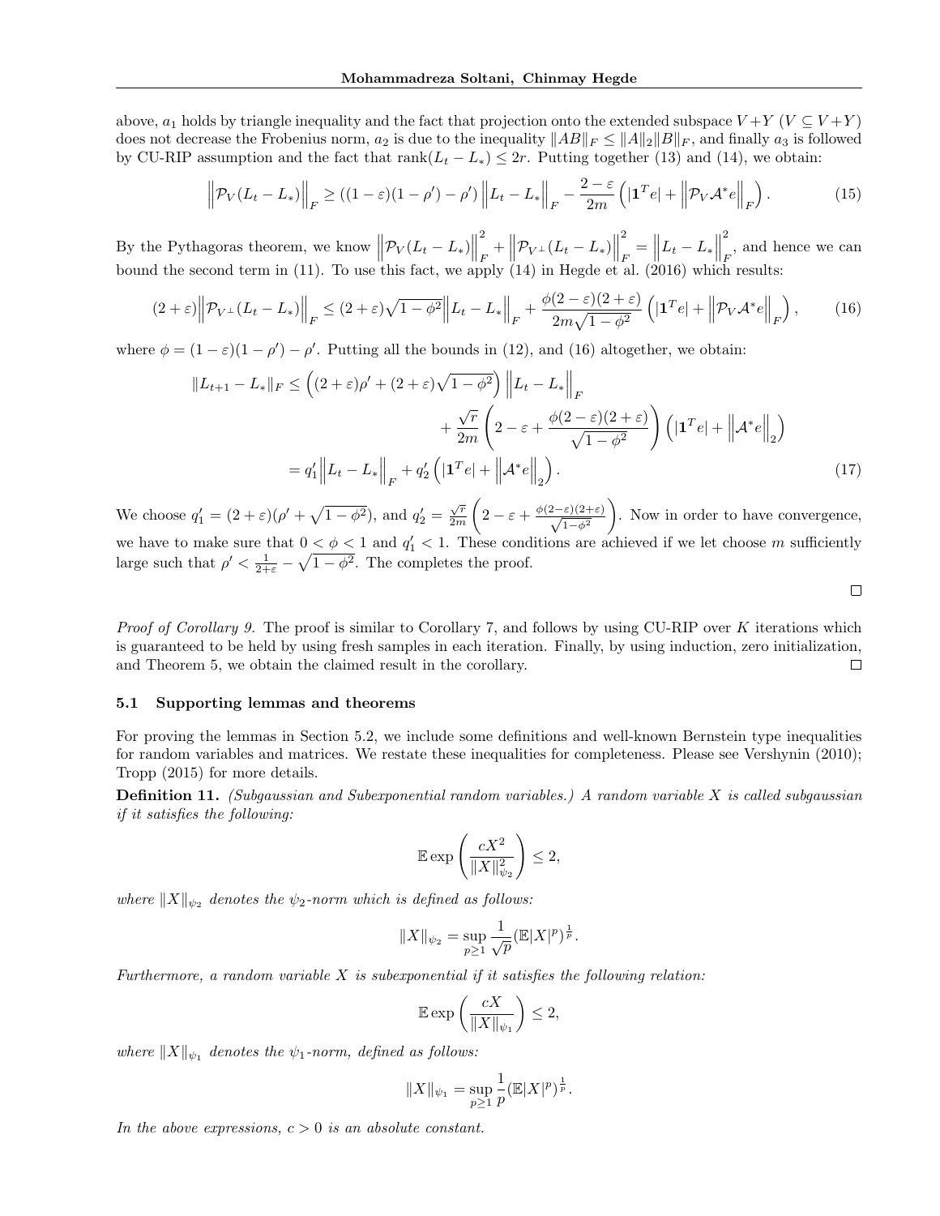above, $a_1$ holds by triangle inequality and the fact that projection onto the extended subspace $V+Y$ ($V \subseteq V+Y$) does not decrease the Frobenius norm, $a_2$ is due to the inequality $\|AB\|_F \leq \|A\|_2 \|B\|_F$, and finally $a_3$ is followed by CU-RIP assumption and the fact that $\mathrm{rank}(L_t - L_*) \leq 2r$. Putting together (13) and (14), we obtain:

$$\left\|\mathcal{P}_V(L_t - L_*)\right\|_F \geq ((1-\varepsilon)(1-\rho') - \rho') \left\|L_t - L_*\right\|_F - \frac{2-\varepsilon}{2m}\left(|\mathbf{1}^T e| + \left\|\mathcal{P}_V \mathcal{A}^* e\right\|_F\right). \tag{15}$$

By the Pythagoras theorem, we know $\left\|\mathcal{P}_V(L_t - L_*)\right\|_F^2 + \left\|\mathcal{P}_{V^\perp}(L_t - L_*)\right\|_F^2 = \left\|L_t - L_*\right\|_F^2$, and hence we can bound the second term in (11). To use this fact, we apply (14) in Hegde et al. (2016) which results:

$$(2+\varepsilon)\left\|\mathcal{P}_{V^\perp}(L_t - L_*)\right\|_F \leq (2+\varepsilon)\sqrt{1-\phi^2}\left\|L_t - L_*\right\|_F + \frac{\phi(2-\varepsilon)(2+\varepsilon)}{2m\sqrt{1-\phi^2}}\left(|\mathbf{1}^T e| + \left\|\mathcal{P}_V \mathcal{A}^* e\right\|_F\right), \tag{16}$$

where $\phi = (1-\varepsilon)(1-\rho') - \rho'$. Putting all the bounds in (12), and (16) altogether, we obtain:

$$\begin{aligned}
\|L_{t+1} - L_*\|_F &\leq \left((2+\varepsilon)\rho' + (2+\varepsilon)\sqrt{1-\phi^2}\right)\left\|L_t - L_*\right\|_F \\
&\qquad + \frac{\sqrt{r}}{2m}\left(2 - \varepsilon + \frac{\phi(2-\varepsilon)(2+\varepsilon)}{\sqrt{1-\phi^2}}\right)\left(|\mathbf{1}^T e| + \left\|\mathcal{A}^* e\right\|_2\right) \\
&= q_1'\left\|L_t - L_*\right\|_F + q_2'\left(|\mathbf{1}^T e| + \left\|\mathcal{A}^* e\right\|_2\right).
\end{aligned} \tag{17}$$

We choose $q_1' = (2+\varepsilon)(\rho' + \sqrt{1-\phi^2})$, and $q_2' = \frac{\sqrt{r}}{2m}\left(2 - \varepsilon + \frac{\phi(2-\varepsilon)(2+\varepsilon)}{\sqrt{1-\phi^2}}\right)$. Now in order to have convergence, we have to make sure that $0 < \phi < 1$ and $q_1' < 1$. These conditions are achieved if we let choose $m$ sufficiently large such that $\rho' < \frac{1}{2+\varepsilon} - \sqrt{1-\phi^2}$. The completes the proof.

□

*Proof of Corollary 9.* The proof is similar to Corollary 7, and follows by using CU-RIP over $K$ iterations which is guaranteed to be held by using fresh samples in each iteration. Finally, by using induction, zero initialization, and Theorem 5, we obtain the claimed result in the corollary. □

### 5.1 Supporting lemmas and theorems

For proving the lemmas in Section 5.2, we include some definitions and well-known Bernstein type inequalities for random variables and matrices. We restate these inequalities for completeness. Please see Vershynin (2010); Tropp (2015) for more details.

**Definition 11.** *(Subgaussian and Subexponential random variables.) A random variable $X$ is called subgaussian if it satisfies the following:*

$$\mathbb{E}\exp\left(\frac{cX^2}{\|X\|_{\psi_2}^2}\right) \leq 2,$$

*where $\|X\|_{\psi_2}$ denotes the $\psi_2$-norm which is defined as follows:*

$$\|X\|_{\psi_2} = \sup_{p\geq 1}\frac{1}{\sqrt{p}}(\mathbb{E}|X|^p)^{\frac{1}{p}}.$$

*Furthermore, a random variable $X$ is subexponential if it satisfies the following relation:*

$$\mathbb{E}\exp\left(\frac{cX}{\|X\|_{\psi_1}}\right) \leq 2,$$

*where $\|X\|_{\psi_1}$ denotes the $\psi_1$-norm, defined as follows:*

$$\|X\|_{\psi_1} = \sup_{p\geq 1}\frac{1}{p}(\mathbb{E}|X|^p)^{\frac{1}{p}}.$$

*In the above expressions, $c > 0$ is an absolute constant.*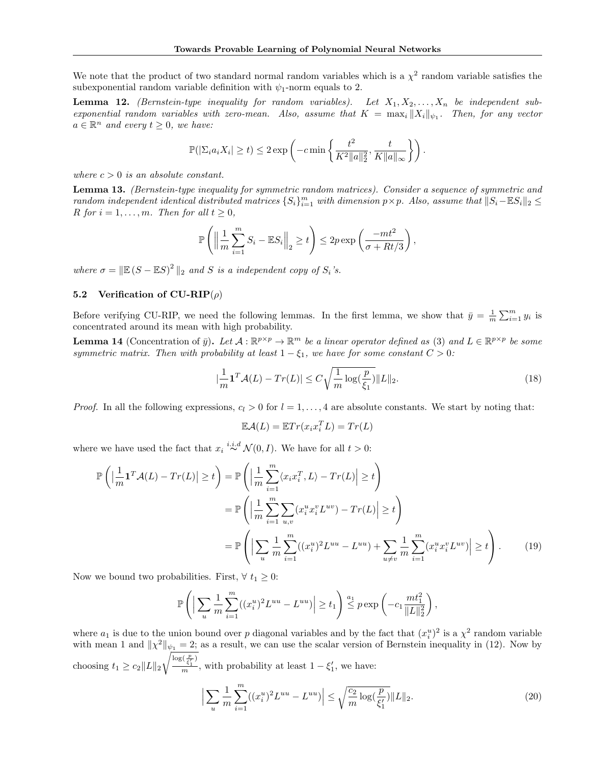We note that the product of two standard normal random variables which is a $\chi^2$ random variable satisfies the subexponential random variable definition with $\psi_1$-norm equals to 2.

**Lemma 12.** *(Bernstein-type inequality for random variables). Let $X_1, X_2, \ldots, X_n$ be independent sub-exponential random variables with zero-mean. Also, assume that $K = \max_i \|X_i\|_{\psi_1}$. Then, for any vector $a \in \mathbb{R}^n$ and every $t \geq 0$, we have:*

$$\mathbb{P}(|\Sigma_i a_i X_i| \geq t) \leq 2 \exp\left(-c \min\left\{\frac{t^2}{K^2\|a\|_2^2}, \frac{t}{K\|a\|_\infty}\right\}\right).$$

*where $c > 0$ is an absolute constant.*

**Lemma 13.** *(Bernstein-type inequality for symmetric random matrices). Consider a sequence of symmetric and random independent identical distributed matrices $\{S_i\}_{i=1}^m$ with dimension $p \times p$. Also, assume that $\|S_i - \mathbb{E}S_i\|_2 \leq R$ for $i = 1, \ldots, m$. Then for all $t \geq 0$,*

$$\mathbb{P}\left(\Big\|\frac{1}{m}\sum_{i=1}^m S_i - \mathbb{E}S_i\Big\|_2 \geq t\right) \leq 2p \exp\left(\frac{-mt^2}{\sigma + Rt/3}\right),$$

*where $\sigma = \|\mathbb{E}\left(S - \mathbb{E}S\right)^2\|_2$ and $S$ is a independent copy of $S_i$'s.*

### 5.2 Verification of CU-RIP($\rho$)

Before verifying CU-RIP, we need the following lemmas. In the first lemma, we show that $\bar{y} = \frac{1}{m}\sum_{i=1}^m y_i$ is concentrated around its mean with high probability.

**Lemma 14** (Concentration of $\bar{y}$)**.** *Let $\mathcal{A} : \mathbb{R}^{p\times p} \to \mathbb{R}^m$ be a linear operator defined as (3) and $L \in \mathbb{R}^{p\times p}$ be some symmetric matrix. Then with probability at least $1 - \xi_1$, we have for some constant $C > 0$:*

$$|\frac{1}{m}\mathbf{1}^T\mathcal{A}(L) - Tr(L)| \leq C\sqrt{\frac{1}{m}\log(\frac{p}{\xi_1})}\|L\|_2. \tag{18}$$

*Proof.* In all the following expressions, $c_l > 0$ for $l = 1, \ldots, 4$ are absolute constants. We start by noting that:

$$\mathbb{E}\mathcal{A}(L) = \mathbb{E}Tr(x_i x_i^T L) = Tr(L)$$

where we have used the fact that $x_i \overset{i.i.d}{\sim} \mathcal{N}(0, I)$. We have for all $t > 0$:

$$\begin{aligned}
\mathbb{P}\left(\big|\frac{1}{m}\mathbf{1}^T\mathcal{A}(L) - Tr(L)\big| \geq t\right) &= \mathbb{P}\left(\Big|\frac{1}{m}\sum_{i=1}^m \langle x_i x_i^T, L\rangle - Tr(L)\Big| \geq t\right) \\
&= \mathbb{P}\left(\Big|\frac{1}{m}\sum_{i=1}^m \sum_{u,v}(x_i^u x_i^v L^{uv}) - Tr(L)\Big| \geq t\right) \\
&= \mathbb{P}\left(\Big|\sum_u \frac{1}{m}\sum_{i=1}^m((x_i^u)^2 L^{uu} - L^{uu}) + \sum_{u\neq v}\frac{1}{m}\sum_{i=1}^m(x_i^u x_i^v L^{uv})\Big| \geq t\right).
\end{aligned} \tag{19}$$

Now we bound two probabilities. First, $\forall\ t_1 \geq 0$:

$$\mathbb{P}\left(\Big|\sum_u \frac{1}{m}\sum_{i=1}^m((x_i^u)^2 L^{uu} - L^{uu})\Big| \geq t_1\right) \overset{a_1}{\leq} p\exp\left(-c_1\frac{mt_1^2}{\|L\|_2^2}\right),$$

where $a_1$ is due to the union bound over $p$ diagonal variables and by the fact that $(x_i^u)^2$ is a $\chi^2$ random variable with mean 1 and $\|\chi^2\|_{\psi_1} = 2$; as a result, we can use the scalar version of Bernstein inequality in (12). Now by choosing $t_1 \geq c_2\|L\|_2\sqrt{\frac{\log(\frac{p}{\xi_1'})}{m}}$, with probability at least $1 - \xi_1'$, we have:

$$\Big|\sum_u \frac{1}{m}\sum_{i=1}^m((x_i^u)^2 L^{uu} - L^{uu})\Big| \leq \sqrt{\frac{c_2}{m}\log(\frac{p}{\xi_1'})}\|L\|_2. \tag{20}$$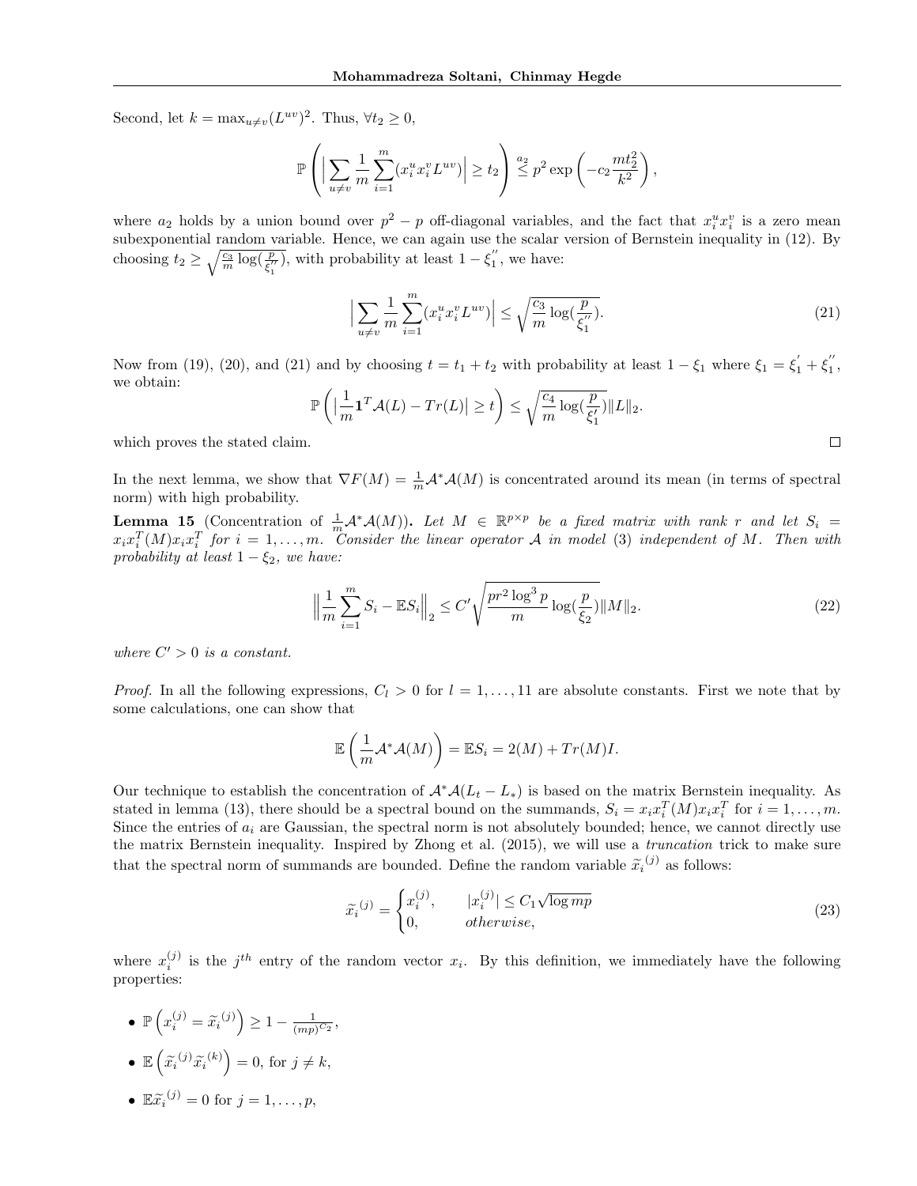Second, let $k = \max_{u \neq v} (L^{uv})^2$. Thus, $\forall t_2 \geq 0$,

$$\mathbb{P}\left( \Big| \sum_{u\neq v} \frac{1}{m} \sum_{i=1}^{m} (x_i^u x_i^v L^{uv}) \Big| \geq t_2 \right) \overset{a_2}{\leq} p^2 \exp\left( -c_2 \frac{m t_2^2}{k^2} \right),$$

where $a_2$ holds by a union bound over $p^2 - p$ off-diagonal variables, and the fact that $x_i^u x_i^v$ is a zero mean subexponential random variable. Hence, we can again use the scalar version of Bernstein inequality in (12). By choosing $t_2 \geq \sqrt{\frac{c_3}{m} \log(\frac{p}{\xi_1''})}$, with probability at least $1 - \xi_1^{''}$, we have:

$$\Big| \sum_{u\neq v} \frac{1}{m} \sum_{i=1}^{m} (x_i^u x_i^v L^{uv}) \Big| \leq \sqrt{\frac{c_3}{m} \log(\frac{p}{\xi_1''})}. \tag{21}$$

Now from (19), (20), and (21) and by choosing $t = t_1 + t_2$ with probability at least $1 - \xi_1$ where $\xi_1 = \xi_1^{'} + \xi_1^{''}$, we obtain:

$$\mathbb{P}\left( \big| \frac{1}{m} \mathbf{1}^T \mathcal{A}(L) - Tr(L) \big| \geq t \right) \leq \sqrt{\frac{c_4}{m} \log(\frac{p}{\xi_1'})} \|L\|_2.$$

which proves the stated claim. □

In the next lemma, we show that $\nabla F(M) = \frac{1}{m} \mathcal{A}^* \mathcal{A}(M)$ is concentrated around its mean (in terms of spectral norm) with high probability.

**Lemma 15** (Concentration of $\frac{1}{m}\mathcal{A}^*\mathcal{A}(M)$)**.** *Let $M \in \mathbb{R}^{p\times p}$ be a fixed matrix with rank $r$ and let $S_i = x_i x_i^T (M) x_i x_i^T$ for $i = 1, \ldots, m$. Consider the linear operator $\mathcal{A}$ in model (3) independent of $M$. Then with probability at least $1 - \xi_2$, we have:*

$$\Big\| \frac{1}{m} \sum_{i=1}^{m} S_i - \mathbb{E} S_i \Big\|_2 \leq C' \sqrt{\frac{p r^2 \log^3 p}{m} \log(\frac{p}{\xi_2})} \|M\|_2. \tag{22}$$

*where $C' > 0$ is a constant.*

*Proof.* In all the following expressions, $C_l > 0$ for $l = 1, \ldots, 11$ are absolute constants. First we note that by some calculations, one can show that

$$\mathbb{E}\left( \frac{1}{m} \mathcal{A}^* \mathcal{A}(M) \right) = \mathbb{E} S_i = 2(M) + Tr(M) I.$$

Our technique to establish the concentration of $\mathcal{A}^*\mathcal{A}(L_t - L_*)$ is based on the matrix Bernstein inequality. As stated in lemma (13), there should be a spectral bound on the summands, $S_i = x_i x_i^T (M) x_i x_i^T$ for $i = 1, \ldots, m$. Since the entries of $a_i$ are Gaussian, the spectral norm is not absolutely bounded; hence, we cannot directly use the matrix Bernstein inequality. Inspired by Zhong et al. (2015), we will use a *truncation* trick to make sure that the spectral norm of summands are bounded. Define the random variable $\widetilde{x}_i^{(j)}$ as follows:

$$\widetilde{x}_i^{(j)} = \begin{cases} x_i^{(j)}, & |x_i^{(j)}| \leq C_1 \sqrt{\log mp} \\ 0, & otherwise, \end{cases} \tag{23}$$

where $x_i^{(j)}$ is the $j^{th}$ entry of the random vector $x_i$. By this definition, we immediately have the following properties:

- $\mathbb{P}\left( x_i^{(j)} = \widetilde{x}_i^{(j)} \right) \geq 1 - \frac{1}{(mp)^{C_2}}$,
- $\mathbb{E}\left( \widetilde{x}_i^{(j)} \widetilde{x}_i^{(k)} \right) = 0$, for $j \neq k$,
- $\mathbb{E}\widetilde{x}_i^{(j)} = 0$ for $j = 1, \ldots, p$,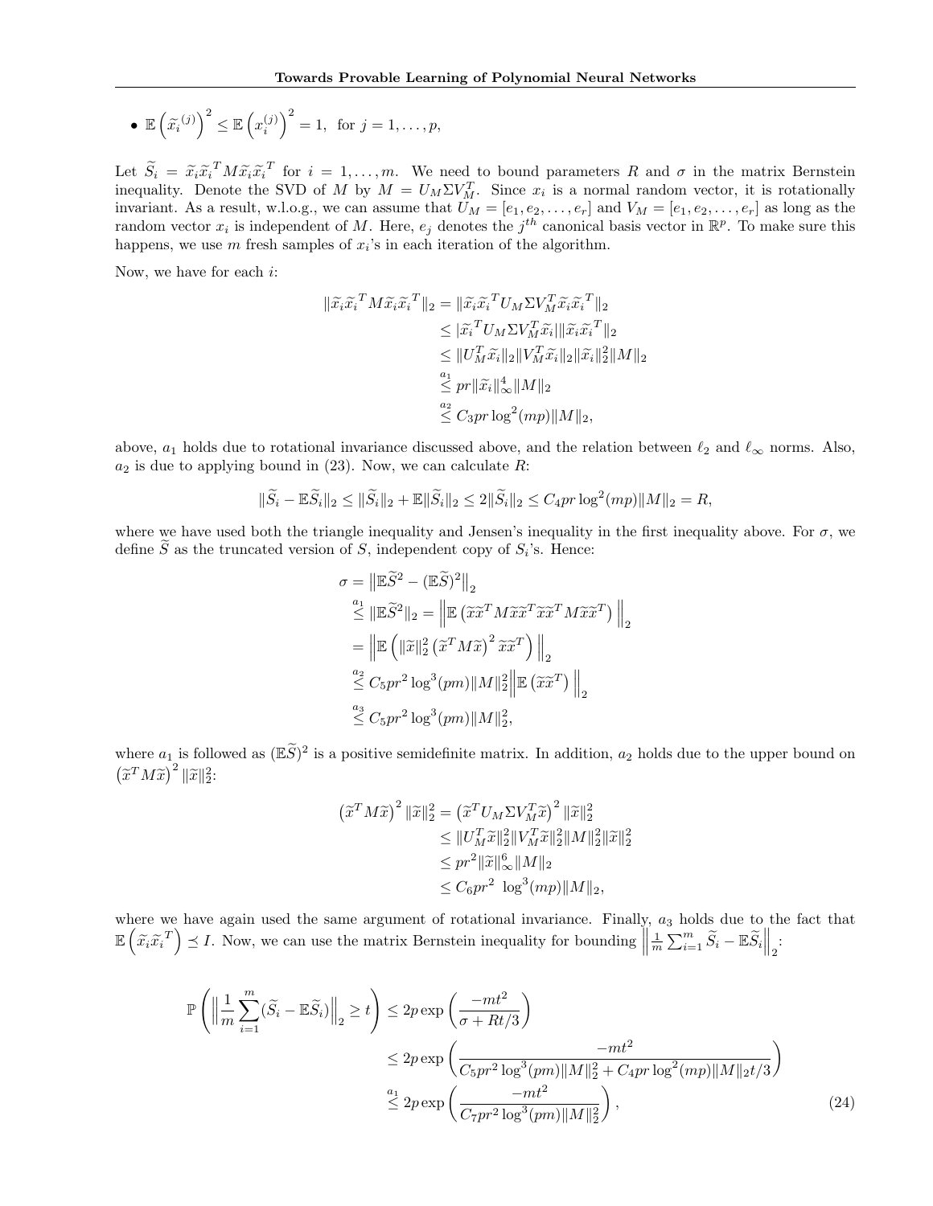- $\mathbb{E}\left(\widetilde{x_i}^{(j)}\right)^2 \leq \mathbb{E}\left(x_i^{(j)}\right)^2 = 1$, for $j = 1, \ldots, p$,

Let $\widetilde{S}_i = \widetilde{x}_i\widetilde{x}_i^T M\widetilde{x}_i\widetilde{x}_i^T$ for $i = 1, \ldots, m$. We need to bound parameters $R$ and $\sigma$ in the matrix Bernstein inequality. Denote the SVD of $M$ by $M = U_M\Sigma V_M^T$. Since $x_i$ is a normal random vector, it is rotationally invariant. As a result, w.l.o.g., we can assume that $U_M = [e_1, e_2, \ldots, e_r]$ and $V_M = [e_1, e_2, \ldots, e_r]$ as long as the random vector $x_i$ is independent of $M$. Here, $e_j$ denotes the $j^{th}$ canonical basis vector in $\mathbb{R}^p$. To make sure this happens, we use $m$ fresh samples of $x_i$'s in each iteration of the algorithm.

Now, we have for each $i$:

$$
\begin{aligned}
\|\widetilde{x}_i\widetilde{x}_i^T M\widetilde{x}_i\widetilde{x}_i^T\|_2 &= \|\widetilde{x}_i\widetilde{x}_i^T U_M\Sigma V_M^T\widetilde{x}_i\widetilde{x}_i^T\|_2 \\
&\leq |\widetilde{x}_i^T U_M\Sigma V_M^T\widetilde{x}_i|\|\widetilde{x}_i\widetilde{x}_i^T\|_2 \\
&\leq \|U_M^T\widetilde{x}_i\|_2\|V_M^T\widetilde{x}_i\|_2\|\widetilde{x}_i\|_2^2\|M\|_2 \\
&\overset{a_1}{\leq} pr\|\widetilde{x}_i\|_\infty^4\|M\|_2 \\
&\overset{a_2}{\leq} C_3 pr\log^2(mp)\|M\|_2,
\end{aligned}
$$

above, $a_1$ holds due to rotational invariance discussed above, and the relation between $\ell_2$ and $\ell_\infty$ norms. Also, $a_2$ is due to applying bound in (23). Now, we can calculate $R$:

$$
\|\widetilde{S}_i - \mathbb{E}\widetilde{S}_i\|_2 \leq \|\widetilde{S}_i\|_2 + \mathbb{E}\|\widetilde{S}_i\|_2 \leq 2\|\widetilde{S}_i\|_2 \leq C_4 pr\log^2(mp)\|M\|_2 = R,
$$

where we have used both the triangle inequality and Jensen's inequality in the first inequality above. For $\sigma$, we define $\widetilde{S}$ as the truncated version of $S$, independent copy of $S_i$'s. Hence:

$$
\begin{aligned}
\sigma &= \left\|\mathbb{E}\widetilde{S}^2 - (\mathbb{E}\widetilde{S})^2\right\|_2 \\
&\overset{a_1}{\leq} \|\mathbb{E}\widetilde{S}^2\|_2 = \left\|\mathbb{E}\left(\widetilde{x}\widetilde{x}^T M\widetilde{x}\widetilde{x}^T\widetilde{x}\widetilde{x}^T M\widetilde{x}\widetilde{x}^T\right)\right\|_2 \\
&= \left\|\mathbb{E}\left(\|\widetilde{x}\|_2^2\left(\widetilde{x}^T M\widetilde{x}\right)^2\widetilde{x}\widetilde{x}^T\right)\right\|_2 \\
&\overset{a_2}{\leq} C_5 pr^2\log^3(pm)\|M\|_2^2\left\|\mathbb{E}\left(\widetilde{x}\widetilde{x}^T\right)\right\|_2 \\
&\overset{a_3}{\leq} C_5 pr^2\log^3(pm)\|M\|_2^2,
\end{aligned}
$$

where $a_1$ is followed as $(\mathbb{E}\widetilde{S})^2$ is a positive semidefinite matrix. In addition, $a_2$ holds due to the upper bound on $\left(\widetilde{x}^T M\widetilde{x}\right)^2\|\widetilde{x}\|_2^2$:

$$
\begin{aligned}
\left(\widetilde{x}^T M\widetilde{x}\right)^2\|\widetilde{x}\|_2^2 &= \left(\widetilde{x}^T U_M\Sigma V_M^T\widetilde{x}\right)^2\|\widetilde{x}\|_2^2 \\
&\leq \|U_M^T\widetilde{x}\|_2^2\|V_M^T\widetilde{x}\|_2^2\|M\|_2^2\|\widetilde{x}\|_2^2 \\
&\leq pr^2\|\widetilde{x}\|_\infty^6\|M\|_2 \\
&\leq C_6 pr^2\ \log^3(mp)\|M\|_2,
\end{aligned}
$$

where we have again used the same argument of rotational invariance. Finally, $a_3$ holds due to the fact that $\mathbb{E}\left(\widetilde{x}_i\widetilde{x}_i^T\right) \preceq I$. Now, we can use the matrix Bernstein inequality for bounding $\left\|\frac{1}{m}\sum_{i=1}^m \widetilde{S}_i - \mathbb{E}\widetilde{S}_i\right\|_2$:

$$
\begin{aligned}
\mathbb{P}\left(\left\|\frac{1}{m}\sum_{i=1}^m(\widetilde{S}_i - \mathbb{E}\widetilde{S}_i)\right\|_2 \geq t\right) &\leq 2p\exp\left(\frac{-mt^2}{\sigma + Rt/3}\right) \\
&\leq 2p\exp\left(\frac{-mt^2}{C_5 pr^2\log^3(pm)\|M\|_2^2 + C_4 pr\log^2(mp)\|M\|_2 t/3}\right) \\
&\overset{a_1}{\leq} 2p\exp\left(\frac{-mt^2}{C_7 pr^2\log^3(pm)\|M\|_2^2}\right),
\end{aligned} \tag{24}
$$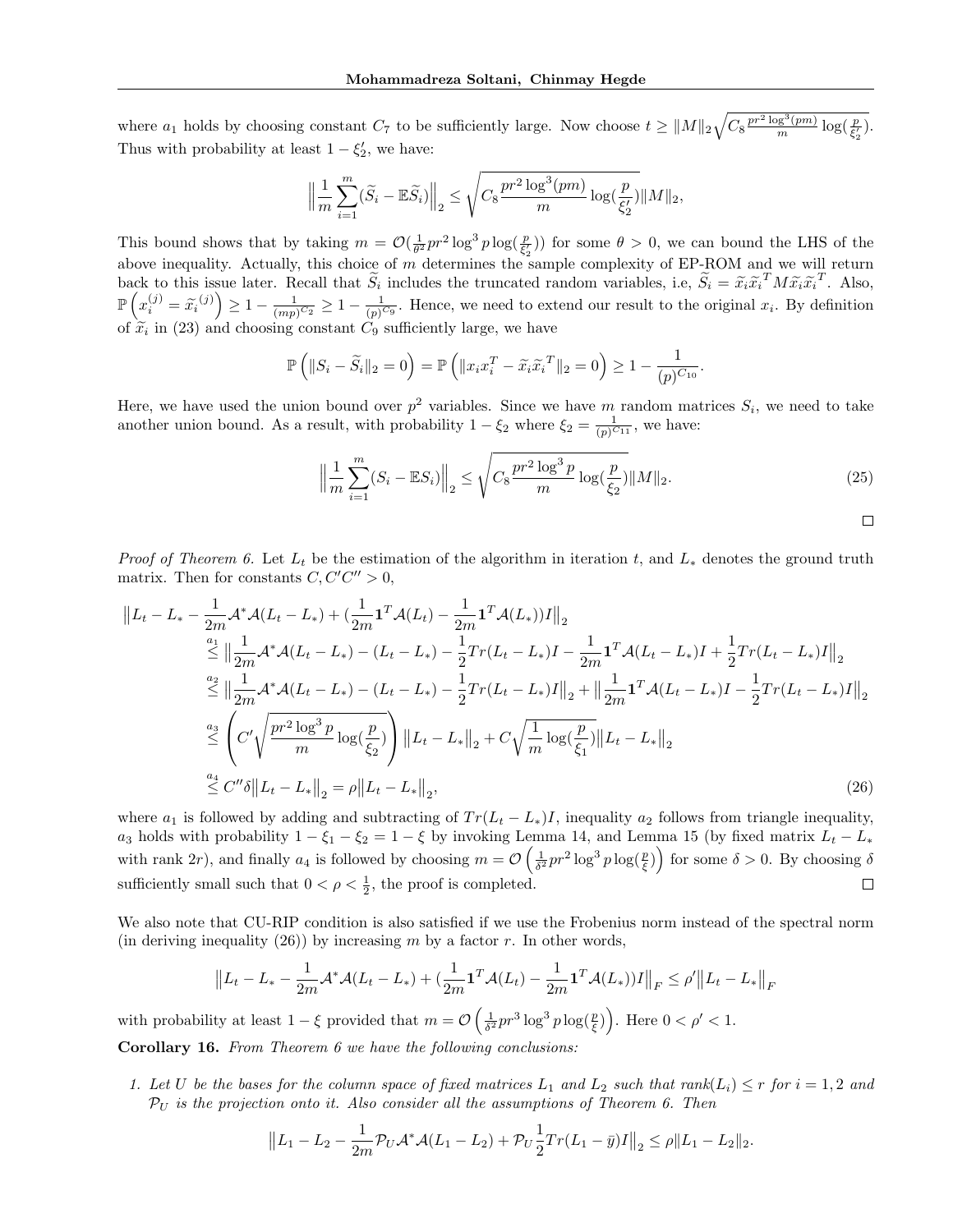where $a_1$ holds by choosing constant $C_7$ to be sufficiently large. Now choose $t \geq \|M\|_2\sqrt{C_8 \frac{pr^2\log^3(pm)}{m}\log(\frac{p}{\xi_2'})}$. Thus with probability at least $1-\xi_2'$, we have:

$$\Big\|\frac{1}{m}\sum_{i=1}^{m}(\widetilde{S}_i - \mathbb{E}\widetilde{S}_i)\Big\|_2 \leq \sqrt{C_8\frac{pr^2\log^3(pm)}{m}\log(\frac{p}{\xi_2'})}\|M\|_2,$$

This bound shows that by taking $m = \mathcal{O}(\frac{1}{\theta^2}pr^2\log^3 p\log(\frac{p}{\xi_2'}))$ for some $\theta > 0$, we can bound the LHS of the above inequality. Actually, this choice of $m$ determines the sample complexity of EP-ROM and we will return back to this issue later. Recall that $\widetilde{S}_i$ includes the truncated random variables, i.e, $\widetilde{S}_i = \widetilde{x}_i\widetilde{x}_i^T M\widetilde{x}_i\widetilde{x}_i^T$. Also, $\mathbb{P}\left(x_i^{(j)} = \widetilde{x}_i^{(j)}\right) \geq 1 - \frac{1}{(mp)^{C_2}} \geq 1 - \frac{1}{(p)^{C_9}}$. Hence, we need to extend our result to the original $x_i$. By definition of $\widetilde{x}_i$ in (23) and choosing constant $C_9$ sufficiently large, we have

$$\mathbb{P}\left(\|S_i - \widetilde{S}_i\|_2 = 0\right) = \mathbb{P}\left(\|x_ix_i^T - \widetilde{x}_i\widetilde{x}_i^T\|_2 = 0\right) \geq 1 - \frac{1}{(p)^{C_{10}}}.$$

Here, we have used the union bound over $p^2$ variables. Since we have $m$ random matrices $S_i$, we need to take another union bound. As a result, with probability $1-\xi_2$ where $\xi_2 = \frac{1}{(p)^{C_{11}}}$, we have:

$$\Big\|\frac{1}{m}\sum_{i=1}^{m}(S_i - \mathbb{E}S_i)\Big\|_2 \leq \sqrt{C_8\frac{pr^2\log^3 p}{m}\log(\frac{p}{\xi_2})}\|M\|_2. \tag{25}$$

□

*Proof of Theorem 6.* Let $L_t$ be the estimation of the algorithm in iteration $t$, and $L_*$ denotes the ground truth matrix. Then for constants $C, C'C'' > 0$,

$$\begin{aligned}
&\big\|L_t - L_* - \frac{1}{2m}\mathcal{A}^*\mathcal{A}(L_t - L_*) + (\frac{1}{2m}\mathbf{1}^T\mathcal{A}(L_t) - \frac{1}{2m}\mathbf{1}^T\mathcal{A}(L_*))I\big\|_2 \\
&\overset{a_1}{\leq} \big\|\frac{1}{2m}\mathcal{A}^*\mathcal{A}(L_t - L_*) - (L_t - L_*) - \frac{1}{2}Tr(L_t - L_*)I - \frac{1}{2m}\mathbf{1}^T\mathcal{A}(L_t - L_*)I + \frac{1}{2}Tr(L_t - L_*)I\big\|_2 \\
&\overset{a_2}{\leq} \big\|\frac{1}{2m}\mathcal{A}^*\mathcal{A}(L_t - L_*) - (L_t - L_*) - \frac{1}{2}Tr(L_t - L_*)I\big\|_2 + \big\|\frac{1}{2m}\mathbf{1}^T\mathcal{A}(L_t - L_*)I - \frac{1}{2}Tr(L_t - L_*)I\big\|_2 \\
&\overset{a_3}{\leq} \left(C'\sqrt{\frac{pr^2\log^3 p}{m}\log(\frac{p}{\xi_2})}\right)\big\|L_t - L_*\big\|_2 + C\sqrt{\frac{1}{m}\log(\frac{p}{\xi_1})}\big\|L_t - L_*\big\|_2 \\
&\overset{a_4}{\leq} C''\delta\big\|L_t - L_*\big\|_2 = \rho\big\|L_t - L_*\big\|_2,
\end{aligned} \tag{26}$$

where $a_1$ is followed by adding and subtracting of $Tr(L_t - L_*)I$, inequality $a_2$ follows from triangle inequality, $a_3$ holds with probability $1 - \xi_1 - \xi_2 = 1 - \xi$ by invoking Lemma 14, and Lemma 15 (by fixed matrix $L_t - L_*$ with rank $2r$), and finally $a_4$ is followed by choosing $m = \mathcal{O}\left(\frac{1}{\delta^2}pr^2\log^3 p\log(\frac{p}{\xi})\right)$ for some $\delta > 0$. By choosing $\delta$ sufficiently small such that $0 < \rho < \frac{1}{2}$, the proof is completed. □

We also note that CU-RIP condition is also satisfied if we use the Frobenius norm instead of the spectral norm (in deriving inequality (26)) by increasing $m$ by a factor $r$. In other words,

$$\big\|L_t - L_* - \frac{1}{2m}\mathcal{A}^*\mathcal{A}(L_t - L_*) + (\frac{1}{2m}\mathbf{1}^T\mathcal{A}(L_t) - \frac{1}{2m}\mathbf{1}^T\mathcal{A}(L_*))I\big\|_F \leq \rho'\big\|L_t - L_*\big\|_F$$

with probability at least $1 - \xi$ provided that $m = \mathcal{O}\left(\frac{1}{\delta^2}pr^3\log^3 p\log(\frac{p}{\xi})\right)$. Here $0 < \rho' < 1$.

**Corollary 16.** *From Theorem 6 we have the following conclusions:*

1. *Let $U$ be the bases for the column space of fixed matrices $L_1$ and $L_2$ such that $\text{rank}(L_i) \leq r$ for $i = 1, 2$ and $\mathcal{P}_U$ is the projection onto it. Also consider all the assumptions of Theorem 6. Then*

$$\big\|L_1 - L_2 - \frac{1}{2m}\mathcal{P}_U\mathcal{A}^*\mathcal{A}(L_1 - L_2) + \mathcal{P}_U\frac{1}{2}Tr(L_1 - \bar{y})I\big\|_2 \leq \rho\|L_1 - L_2\|_2.$$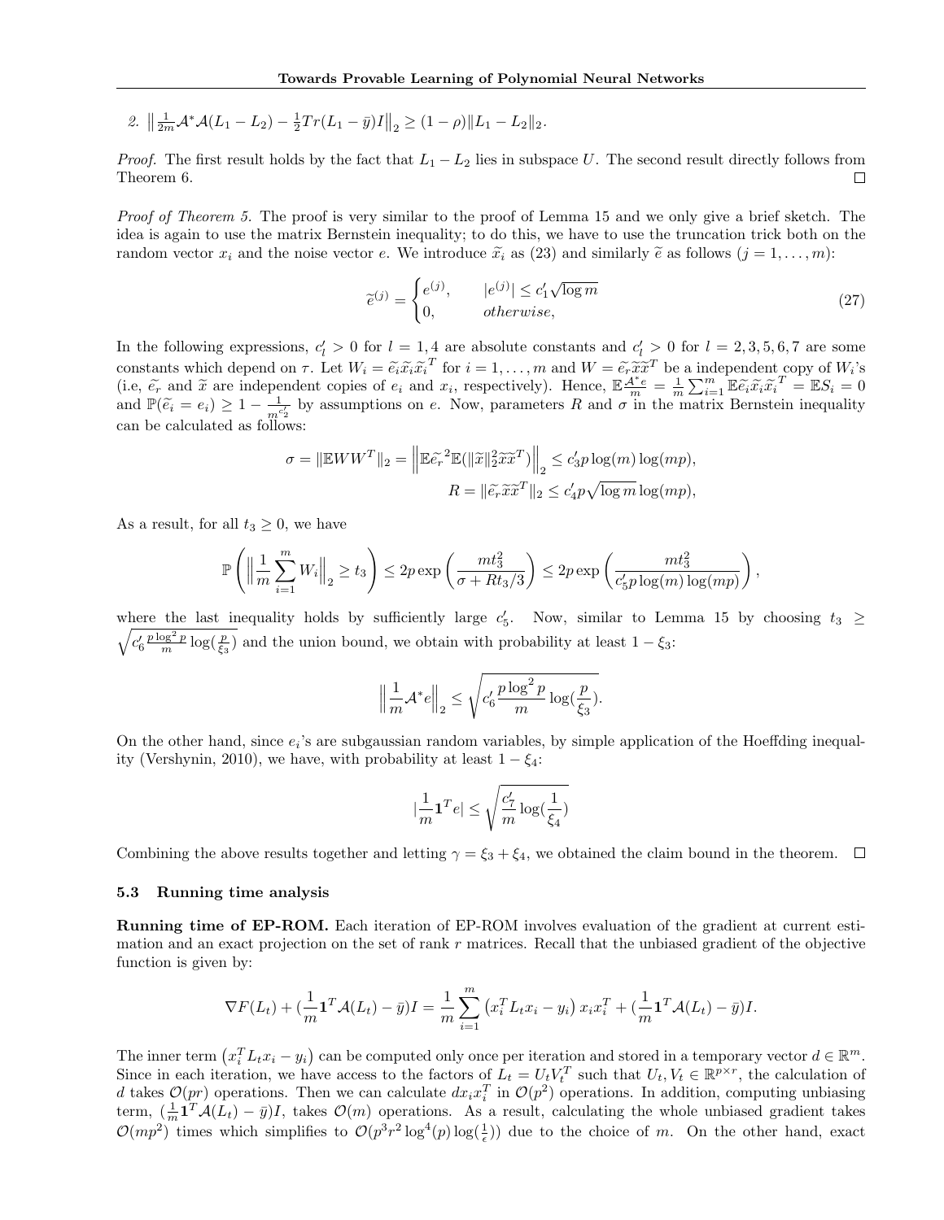2. $\left\| \frac{1}{2m}\mathcal{A}^*\mathcal{A}(L_1 - L_2) - \frac{1}{2}Tr(L_1 - \bar{y})I\right\|_2 \geq (1-\rho)\|L_1 - L_2\|_2$.

*Proof.* The first result holds by the fact that $L_1 - L_2$ lies in subspace $U$. The second result directly follows from Theorem 6. $\square$

*Proof of Theorem 5.* The proof is very similar to the proof of Lemma 15 and we only give a brief sketch. The idea is again to use the matrix Bernstein inequality; to do this, we have to use the truncation trick both on the random vector $x_i$ and the noise vector $e$. We introduce $\widetilde{x}_i$ as (23) and similarly $\widetilde{e}$ as follows ($j = 1, \ldots, m$):

$$
\widetilde{e}^{(j)} = \begin{cases} e^{(j)}, & |e^{(j)}| \leq c_1'\sqrt{\log m} \\ 0, & otherwise, \end{cases} \tag{27}
$$

In the following expressions, $c_l' > 0$ for $l = 1, 4$ are absolute constants and $c_l' > 0$ for $l = 2, 3, 5, 6, 7$ are some constants which depend on $\tau$. Let $W_i = \widetilde{e_i}\widetilde{x}_i\widetilde{x}_i^T$ for $i = 1, \ldots, m$ and $W = \widetilde{e_r}\widetilde{x}\widetilde{x}^T$ be a independent copy of $W_i$'s (i.e, $\widetilde{e_r}$ and $\widetilde{x}$ are independent copies of $e_i$ and $x_i$, respectively). Hence, $\mathbb{E}\frac{\mathcal{A}^*e}{m} = \frac{1}{m}\sum_{i=1}^m \mathbb{E}\widetilde{e_i}\widetilde{x_i}\widetilde{x_i}^T = \mathbb{E}S_i = 0$ and $\mathbb{P}(\widetilde{e_i} = e_i) \geq 1 - \frac{1}{m^{c_2'}}$ by assumptions on $e$. Now, parameters $R$ and $\sigma$ in the matrix Bernstein inequality can be calculated as follows:

$$
\sigma = \|\mathbb{E}WW^T\|_2 = \left\|\mathbb{E}\widetilde{e_r}^2\mathbb{E}(\|\widetilde{x}\|_2^2\widetilde{x}\widetilde{x}^T)\right\|_2 \leq c_3' p\log(m)\log(mp),
$$
$$
R = \|\widetilde{e_r}\widetilde{x}\widetilde{x}^T\|_2 \leq c_4' p\sqrt{\log m}\log(mp),
$$

As a result, for all $t_3 \geq 0$, we have

$$
\mathbb{P}\left(\left\|\frac{1}{m}\sum_{i=1}^m W_i\right\|_2 \geq t_3\right) \leq 2p\exp\left(\frac{mt_3^2}{\sigma + Rt_3/3}\right) \leq 2p\exp\left(\frac{mt_3^2}{c_5' p\log(m)\log(mp)}\right),
$$

where the last inequality holds by sufficiently large $c_5'$. Now, similar to Lemma 15 by choosing $t_3 \geq \sqrt{c_6'\frac{p\log^2 p}{m}\log(\frac{p}{\xi_3})}$ and the union bound, we obtain with probability at least $1 - \xi_3$:

$$
\left\|\frac{1}{m}\mathcal{A}^*e\right\|_2 \leq \sqrt{c_6'\frac{p\log^2 p}{m}\log(\frac{p}{\xi_3})}.
$$

On the other hand, since $e_i$'s are subgaussian random variables, by simple application of the Hoeffding inequality (Vershynin, 2010), we have, with probability at least $1 - \xi_4$:

$$
|\frac{1}{m}\mathbf{1}^T e| \leq \sqrt{\frac{c_7'}{m}\log(\frac{1}{\xi_4})}
$$

Combining the above results together and letting $\gamma = \xi_3 + \xi_4$, we obtained the claim bound in the theorem. $\square$

### 5.3 Running time analysis

**Running time of EP-ROM.** Each iteration of EP-ROM involves evaluation of the gradient at current estimation and an exact projection on the set of rank $r$ matrices. Recall that the unbiased gradient of the objective function is given by:

$$
\nabla F(L_t) + (\frac{1}{m}\mathbf{1}^T\mathcal{A}(L_t) - \bar{y})I = \frac{1}{m}\sum_{i=1}^m \left(x_i^T L_t x_i - y_i\right)x_i x_i^T + (\frac{1}{m}\mathbf{1}^T\mathcal{A}(L_t) - \bar{y})I.
$$

The inner term $\left(x_i^T L_t x_i - y_i\right)$ can be computed only once per iteration and stored in a temporary vector $d \in \mathbb{R}^m$. Since in each iteration, we have access to the factors of $L_t = U_t V_t^T$ such that $U_t, V_t \in \mathbb{R}^{p\times r}$, the calculation of $d$ takes $\mathcal{O}(pr)$ operations. Then we can calculate $dx_i x_i^T$ in $\mathcal{O}(p^2)$ operations. In addition, computing unbiasing term, $(\frac{1}{m}\mathbf{1}^T\mathcal{A}(L_t) - \bar{y})I$, takes $\mathcal{O}(m)$ operations. As a result, calculating the whole unbiased gradient takes $\mathcal{O}(mp^2)$ times which simplifies to $\mathcal{O}(p^3r^2\log^4(p)\log(\frac{1}{\epsilon}))$ due to the choice of $m$. On the other hand, exact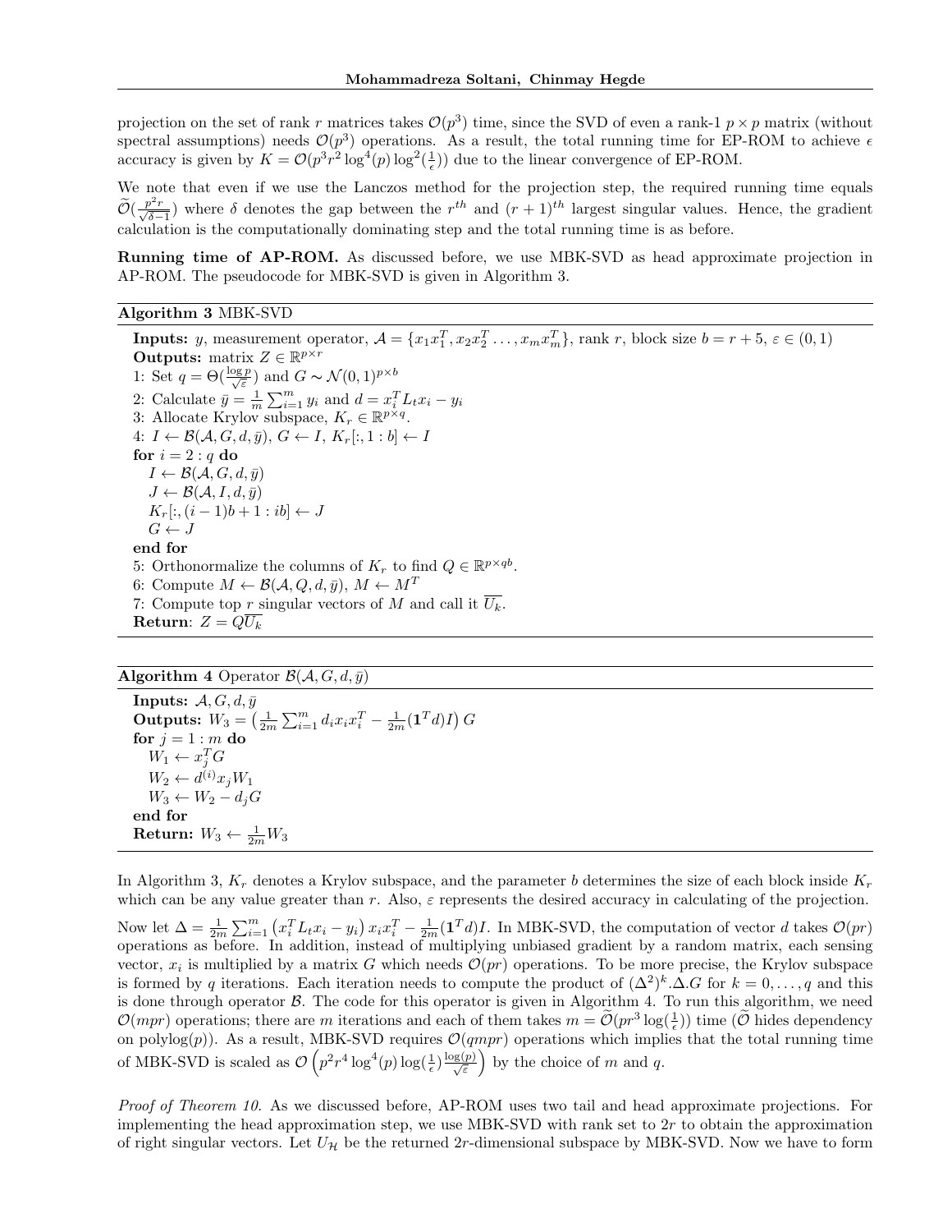projection on the set of rank $r$ matrices takes $\mathcal{O}(p^3)$ time, since the SVD of even a rank-1 $p \times p$ matrix (without spectral assumptions) needs $\mathcal{O}(p^3)$ operations. As a result, the total running time for EP-ROM to achieve $\epsilon$ accuracy is given by $K = \mathcal{O}(p^3 r^2 \log^4(p) \log^2(\frac{1}{\epsilon}))$ due to the linear convergence of EP-ROM.

We note that even if we use the Lanczos method for the projection step, the required running time equals $\widetilde{\mathcal{O}}(\frac{p^2 r}{\sqrt{\delta - 1}})$ where $\delta$ denotes the gap between the $r^{th}$ and $(r+1)^{th}$ largest singular values. Hence, the gradient calculation is the computationally dominating step and the total running time is as before.

**Running time of AP-ROM.** As discussed before, we use MBK-SVD as head approximate projection in AP-ROM. The pseudocode for MBK-SVD is given in Algorithm 3.

**Algorithm 3** MBK-SVD

**Inputs:** $y$, measurement operator, $\mathcal{A} = \{x_1 x_1^T, x_2 x_2^T \ldots, x_m x_m^T\}$, rank $r$, block size $b = r + 5$, $\varepsilon \in (0, 1)$
**Outputs:** matrix $Z \in \mathbb{R}^{p \times r}$
1: Set $q = \Theta(\frac{\log p}{\sqrt{\varepsilon}})$ and $G \sim \mathcal{N}(0, 1)^{p \times b}$
2: Calculate $\bar{y} = \frac{1}{m} \sum_{i=1}^m y_i$ and $d = x_i^T L_t x_i - y_i$
3: Allocate Krylov subspace, $K_r \in \mathbb{R}^{p \times q}$.
4: $I \leftarrow \mathcal{B}(\mathcal{A}, G, d, \bar{y})$, $G \leftarrow I$, $K_r[:, 1:b] \leftarrow I$
**for** $i = 2 : q$ **do**
  $I \leftarrow \mathcal{B}(\mathcal{A}, G, d, \bar{y})$
  $J \leftarrow \mathcal{B}(\mathcal{A}, I, d, \bar{y})$
  $K_r[:, (i-1)b + 1 : ib] \leftarrow J$
  $G \leftarrow J$
**end for**
5: Orthonormalize the columns of $K_r$ to find $Q \in \mathbb{R}^{p \times qb}$.
6: Compute $M \leftarrow \mathcal{B}(\mathcal{A}, Q, d, \bar{y})$, $M \leftarrow M^T$
7: Compute top $r$ singular vectors of $M$ and call it $\overline{U_k}$.
**Return**: $Z = Q\overline{U_k}$

**Algorithm 4** Operator $\mathcal{B}(\mathcal{A}, G, d, \bar{y})$

**Inputs:** $\mathcal{A}, G, d, \bar{y}$
**Outputs:** $W_3 = \left(\frac{1}{2m}\sum_{i=1}^m d_i x_i x_i^T - \frac{1}{2m}(\mathbf{1}^T d) I\right) G$
**for** $j = 1 : m$ **do**
  $W_1 \leftarrow x_j^T G$
  $W_2 \leftarrow d^{(i)} x_j W_1$
  $W_3 \leftarrow W_2 - d_j G$
**end for**
**Return:** $W_3 \leftarrow \frac{1}{2m} W_3$

In Algorithm 3, $K_r$ denotes a Krylov subspace, and the parameter $b$ determines the size of each block inside $K_r$ which can be any value greater than $r$. Also, $\varepsilon$ represents the desired accuracy in calculating of the projection.

Now let $\Delta = \frac{1}{2m}\sum_{i=1}^m \left(x_i^T L_t x_i - y_i\right) x_i x_i^T - \frac{1}{2m}(\mathbf{1}^T d) I$. In MBK-SVD, the computation of vector $d$ takes $\mathcal{O}(pr)$ operations as before. In addition, instead of multiplying unbiased gradient by a random matrix, each sensing vector, $x_i$ is multiplied by a matrix $G$ which needs $\mathcal{O}(pr)$ operations. To be more precise, the Krylov subspace is formed by $q$ iterations. Each iteration needs to compute the product of $(\Delta^2)^k . \Delta . G$ for $k = 0, \ldots, q$ and this is done through operator $\mathcal{B}$. The code for this operator is given in Algorithm 4. To run this algorithm, we need $\mathcal{O}(mpr)$ operations; there are $m$ iterations and each of them takes $m = \widetilde{\mathcal{O}}(pr^3 \log(\frac{1}{\epsilon}))$ time ($\widetilde{\mathcal{O}}$ hides dependency on polylog$(p)$). As a result, MBK-SVD requires $\mathcal{O}(qmpr)$ operations which implies that the total running time of MBK-SVD is scaled as $\mathcal{O}\left(p^2 r^4 \log^4(p) \log(\frac{1}{\epsilon}) \frac{\log(p)}{\sqrt{\varepsilon}}\right)$ by the choice of $m$ and $q$.

*Proof of Theorem 10.* As we discussed before, AP-ROM uses two tail and head approximate projections. For implementing the head approximation step, we use MBK-SVD with rank set to $2r$ to obtain the approximation of right singular vectors. Let $U_{\mathcal{H}}$ be the returned $2r$-dimensional subspace by MBK-SVD. Now we have to form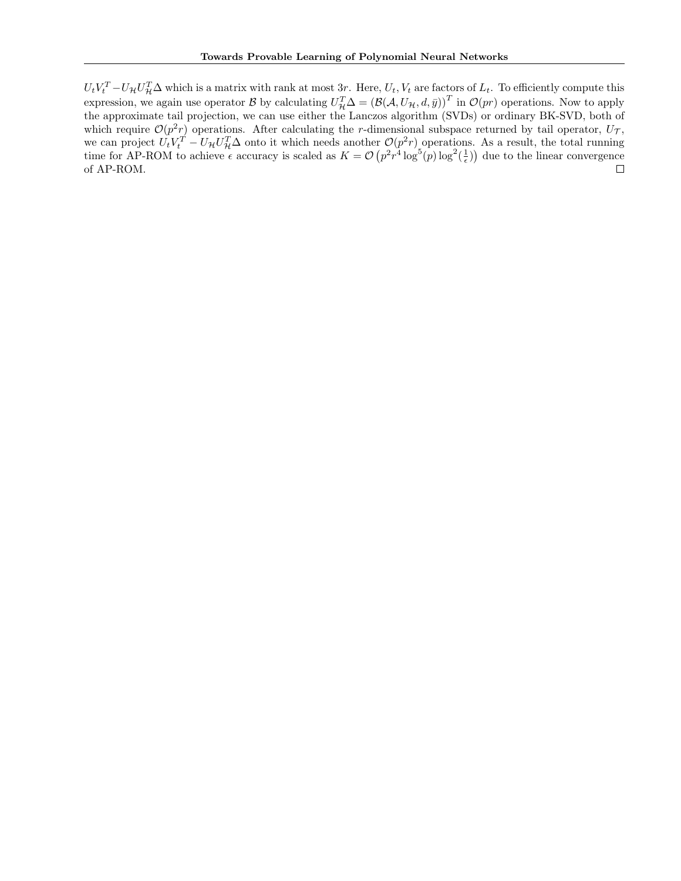$U_t V_t^T - U_{\mathcal{H}} U_{\mathcal{H}}^T \Delta$ which is a matrix with rank at most $3r$. Here, $U_t, V_t$ are factors of $L_t$. To efficiently compute this expression, we again use operator $\mathcal{B}$ by calculating $U_{\mathcal{H}}^T \Delta = (\mathcal{B}(\mathcal{A}, U_{\mathcal{H}}, d, \bar{y}))^T$ in $\mathcal{O}(pr)$ operations. Now to apply the approximate tail projection, we can use either the Lanczos algorithm (SVDs) or ordinary BK-SVD, both of which require $\mathcal{O}(p^2 r)$ operations. After calculating the $r$-dimensional subspace returned by tail operator, $U_{\mathcal{T}}$, we can project $U_t V_t^T - U_{\mathcal{H}} U_{\mathcal{H}}^T \Delta$ onto it which needs another $\mathcal{O}(p^2 r)$ operations. As a result, the total running time for AP-ROM to achieve $\epsilon$ accuracy is scaled as $K = \mathcal{O}\left(p^2 r^4 \log^5(p) \log^2(\frac{1}{\epsilon})\right)$ due to the linear convergence of AP-ROM. $\square$